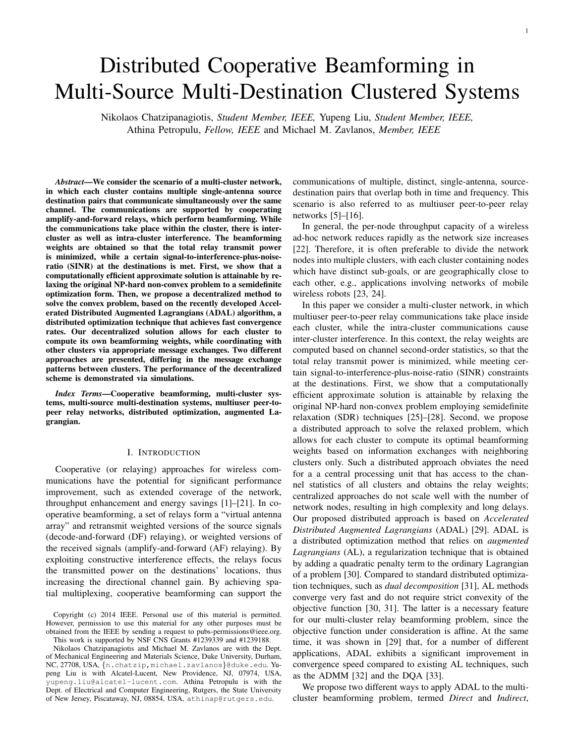# Distributed Cooperative Beamforming in Multi-Source Multi-Destination Clustered Systems

Nikolaos Chatzipanagiotis, *Student Member, IEEE,* Yupeng Liu, *Student Member, IEEE,* Athina Petropulu, *Fellow, IEEE* and Michael M. Zavlanos, *Member, IEEE*

***Abstract*—We consider the scenario of a multi-cluster network, in which each cluster contains multiple single-antenna source destination pairs that communicate simultaneously over the same channel. The communications are supported by cooperating amplify-and-forward relays, which perform beamforming. While the communications take place within the cluster, there is inter-cluster as well as intra-cluster interference. The beamforming weights are obtained so that the total relay transmit power is minimized, while a certain signal-to-interference-plus-noise-ratio (SINR) at the destinations is met. First, we show that a computationally efficient approximate solution is attainable by relaxing the original NP-hard non-convex problem to a semidefinite optimization form. Then, we propose a decentralized method to solve the convex problem, based on the recently developed Accelerated Distributed Augmented Lagrangians (ADAL) algorithm, a distributed optimization technique that achieves fast convergence rates. Our decentralized solution allows for each cluster to compute its own beamforming weights, while coordinating with other clusters via appropriate message exchanges. Two different approaches are presented, differing in the message exchange patterns between clusters. The performance of the decentralized scheme is demonstrated via simulations.**

***Index Terms*—Cooperative beamforming, multi-cluster systems, multi-source multi-destination systems, multiuser peer-to-peer relay networks, distributed optimization, augmented Lagrangian.**

## I. Introduction

Cooperative (or relaying) approaches for wireless communications have the potential for significant performance improvement, such as extended coverage of the network, throughput enhancement and energy savings [1]–[21]. In cooperative beamforming, a set of relays form a "virtual antenna array" and retransmit weighted versions of the source signals (decode-and-forward (DF) relaying), or weighted versions of the received signals (amplify-and-forward (AF) relaying). By exploiting constructive interference effects, the relays focus the transmitted power on the destinations' locations, thus increasing the directional channel gain. By achieving spatial multiplexing, cooperative beamforming can support the communications of multiple, distinct, single-antenna, source-destination pairs that overlap both in time and frequency. This scenario is also referred to as multiuser peer-to-peer relay networks [5]–[16].

In general, the per-node throughput capacity of a wireless ad-hoc network reduces rapidly as the network size increases [22]. Therefore, it is often preferable to divide the network nodes into multiple clusters, with each cluster containing nodes which have distinct sub-goals, or are geographically close to each other, e.g., applications involving networks of mobile wireless robots [23, 24].

In this paper we consider a multi-cluster network, in which multiuser peer-to-peer relay communications take place inside each cluster, while the intra-cluster communications cause inter-cluster interference. In this context, the relay weights are computed based on channel second-order statistics, so that the total relay transmit power is minimized, while meeting certain signal-to-interference-plus-noise-ratio (SINR) constraints at the destinations. First, we show that a computationally efficient approximate solution is attainable by relaxing the original NP-hard non-convex problem employing semidefinite relaxation (SDR) techniques [25]–[28]. Second, we propose a distributed approach to solve the relaxed problem, which allows for each cluster to compute its optimal beamforming weights based on information exchanges with neighboring clusters only. Such a distributed approach obviates the need for a a central processing unit that has access to the channel statistics of all clusters and obtains the relay weights; centralized approaches do not scale well with the number of network nodes, resulting in high complexity and long delays. Our proposed distributed approach is based on *Accelerated Distributed Augmented Lagrangians* (ADAL) [29]. ADAL is a distributed optimization method that relies on *augmented Lagrangians* (AL), a regularization technique that is obtained by adding a quadratic penalty term to the ordinary Lagrangian of a problem [30]. Compared to standard distributed optimization techniques, such as *dual decomposition* [31], AL methods converge very fast and do not require strict convexity of the objective function [30, 31]. The latter is a necessary feature for our multi-cluster relay beamforming problem, since the objective function under consideration is affine. At the same time, it was shown in [29] that, for a number of different applications, ADAL exhibits a significant improvement in convergence speed compared to existing AL techniques, such as the ADMM [32] and the DQA [33].

We propose two different ways to apply ADAL to the multi-cluster beamforming problem, termed *Direct* and *Indirect*,

Copyright (c) 2014 IEEE. Personal use of this material is permitted. However, permission to use this material for any other purposes must be obtained from the IEEE by sending a request to pubs-permissions@ieee.org. This work is supported by NSF CNS Grants #1239339 and #1239188.

Nikolaos Chatzipanagiotis and Michael M. Zavlanos are with the Dept. of Mechanical Engineering and Materials Science, Duke University, Durham, NC, 27708, USA, {n.chatzip,michael.zavlanos}@duke.edu. Yupeng Liu is with Alcatel-Lucent, New Providence, NJ, 07974, USA, yupeng.liu@alcatel-lucent.com. Athina Petropulu is with the Dept. of Electrical and Computer Engineering, Rutgers, the State University of New Jersey, Piscataway, NJ, 08854, USA, athinap@rutgers.edu.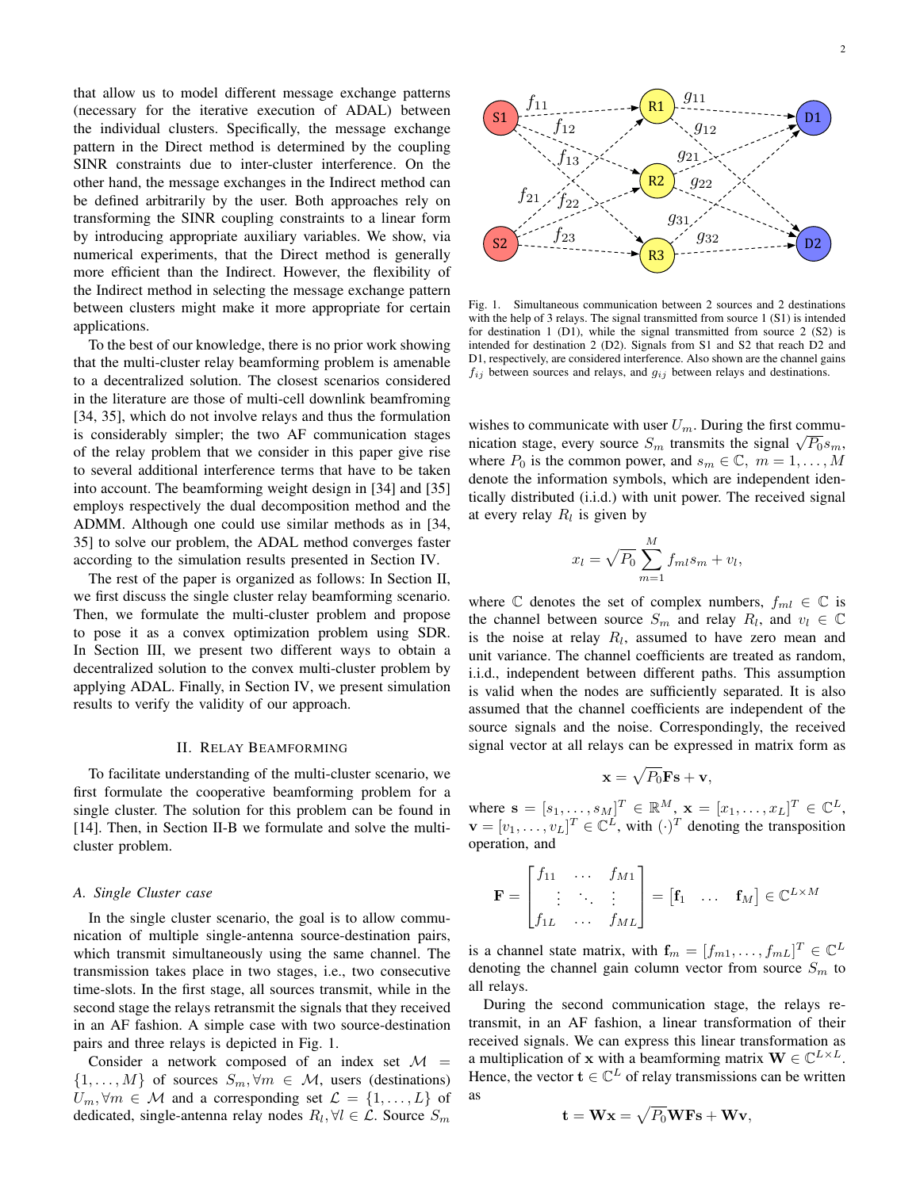that allow us to model different message exchange patterns (necessary for the iterative execution of ADAL) between the individual clusters. Specifically, the message exchange pattern in the Direct method is determined by the coupling SINR constraints due to inter-cluster interference. On the other hand, the message exchanges in the Indirect method can be defined arbitrarily by the user. Both approaches rely on transforming the SINR coupling constraints to a linear form by introducing appropriate auxiliary variables. We show, via numerical experiments, that the Direct method is generally more efficient than the Indirect. However, the flexibility of the Indirect method in selecting the message exchange pattern between clusters might make it more appropriate for certain applications.

To the best of our knowledge, there is no prior work showing that the multi-cluster relay beamforming problem is amenable to a decentralized solution. The closest scenarios considered in the literature are those of multi-cell downlink beamfroming [34, 35], which do not involve relays and thus the formulation is considerably simpler; the two AF communication stages of the relay problem that we consider in this paper give rise to several additional interference terms that have to be taken into account. The beamforming weight design in [34] and [35] employs respectively the dual decomposition method and the ADMM. Although one could use similar methods as in [34, 35] to solve our problem, the ADAL method converges faster according to the simulation results presented in Section IV.

The rest of the paper is organized as follows: In Section II, we first discuss the single cluster relay beamforming scenario. Then, we formulate the multi-cluster problem and propose to pose it as a convex optimization problem using SDR. In Section III, we present two different ways to obtain a decentralized solution to the convex multi-cluster problem by applying ADAL. Finally, in Section IV, we present simulation results to verify the validity of our approach.

## II. Relay Beamforming

To facilitate understanding of the multi-cluster scenario, we first formulate the cooperative beamforming problem for a single cluster. The solution for this problem can be found in [14]. Then, in Section II-B we formulate and solve the multi-cluster problem.

### A. Single Cluster case

In the single cluster scenario, the goal is to allow communication of multiple single-antenna source-destination pairs, which transmit simultaneously using the same channel. The transmission takes place in two stages, i.e., two consecutive time-slots. In the first stage, all sources transmit, while in the second stage the relays retransmit the signals that they received in an AF fashion. A simple case with two source-destination pairs and three relays is depicted in Fig. 1.

Consider a network composed of an index set $\mathcal{M} = \{1, \ldots, M\}$ of sources $S_m, \forall m \in \mathcal{M}$, users (destinations) $U_m, \forall m \in \mathcal{M}$ and a corresponding set $\mathcal{L} = \{1, \ldots, L\}$ of dedicated, single-antenna relay nodes $R_l, \forall l \in \mathcal{L}$. Source $S_m$ wishes to communicate with user $U_m$. During the first communication stage, every source $S_m$ transmits the signal $\sqrt{P_0} s_m$, where $P_0$ is the common power, and $s_m \in \mathbb{C}$, $m = 1, \ldots, M$ denote the information symbols, which are independent identically distributed (i.i.d.) with unit power. The received signal at every relay $R_l$ is given by

S1
S2
R1
R2
R3
D1
D2
$f_{11}$
$f_{12}$
$f_{13}$
$f_{21}$
$f_{22}$
$f_{23}$
$g_{11}$
$g_{12}$
$g_{21}$
$g_{22}$
$g_{31}$
$g_{32}$

Fig. 1. Simultaneous communication between 2 sources and 2 destinations with the help of 3 relays. The signal transmitted from source 1 (S1) is intended for destination 1 (D1), while the signal transmitted from source 2 (S2) is intended for destination 2 (D2). Signals from S1 and S2 that reach D2 and D1, respectively, are considered interference. Also shown are the channel gains $f_{ij}$ between sources and relays, and $g_{ij}$ between relays and destinations.

$$x_l = \sqrt{P_0} \sum_{m=1}^{M} f_{ml} s_m + v_l,$$

where $\mathbb{C}$ denotes the set of complex numbers, $f_{ml} \in \mathbb{C}$ is the channel between source $S_m$ and relay $R_l$, and $v_l \in \mathbb{C}$ is the noise at relay $R_l$, assumed to have zero mean and unit variance. The channel coefficients are treated as random, i.i.d., independent between different paths. This assumption is valid when the nodes are sufficiently separated. It is also assumed that the channel coefficients are independent of the source signals and the noise. Correspondingly, the received signal vector at all relays can be expressed in matrix form as

$$\mathbf{x} = \sqrt{P_0} \mathbf{F} \mathbf{s} + \mathbf{v},$$

where $\mathbf{s} = [s_1, \ldots, s_M]^T \in \mathbb{R}^M$, $\mathbf{x} = [x_1, \ldots, x_L]^T \in \mathbb{C}^L$, $\mathbf{v} = [v_1, \ldots, v_L]^T \in \mathbb{C}^L$, with $(\cdot)^T$ denoting the transposition operation, and

$$\mathbf{F} = \begin{bmatrix} f_{11} & \ldots & f_{M1} \\ \vdots & \ddots & \vdots \\ f_{1L} & \ldots & f_{ML} \end{bmatrix} = \begin{bmatrix} \mathbf{f}_1 & \ldots & \mathbf{f}_M \end{bmatrix} \in \mathbb{C}^{L \times M}$$

is a channel state matrix, with $\mathbf{f}_m = [f_{m1}, \ldots, f_{mL}]^T \in \mathbb{C}^L$ denoting the channel gain column vector from source $S_m$ to all relays.

During the second communication stage, the relays retransmit, in an AF fashion, a linear transformation of their received signals. We can express this linear transformation as a multiplication of $\mathbf{x}$ with a beamforming matrix $\mathbf{W} \in \mathbb{C}^{L \times L}$. Hence, the vector $\mathbf{t} \in \mathbb{C}^L$ of relay transmissions can be written as

$$\mathbf{t} = \mathbf{W}\mathbf{x} = \sqrt{P_0} \mathbf{W} \mathbf{F} \mathbf{s} + \mathbf{W} \mathbf{v},$$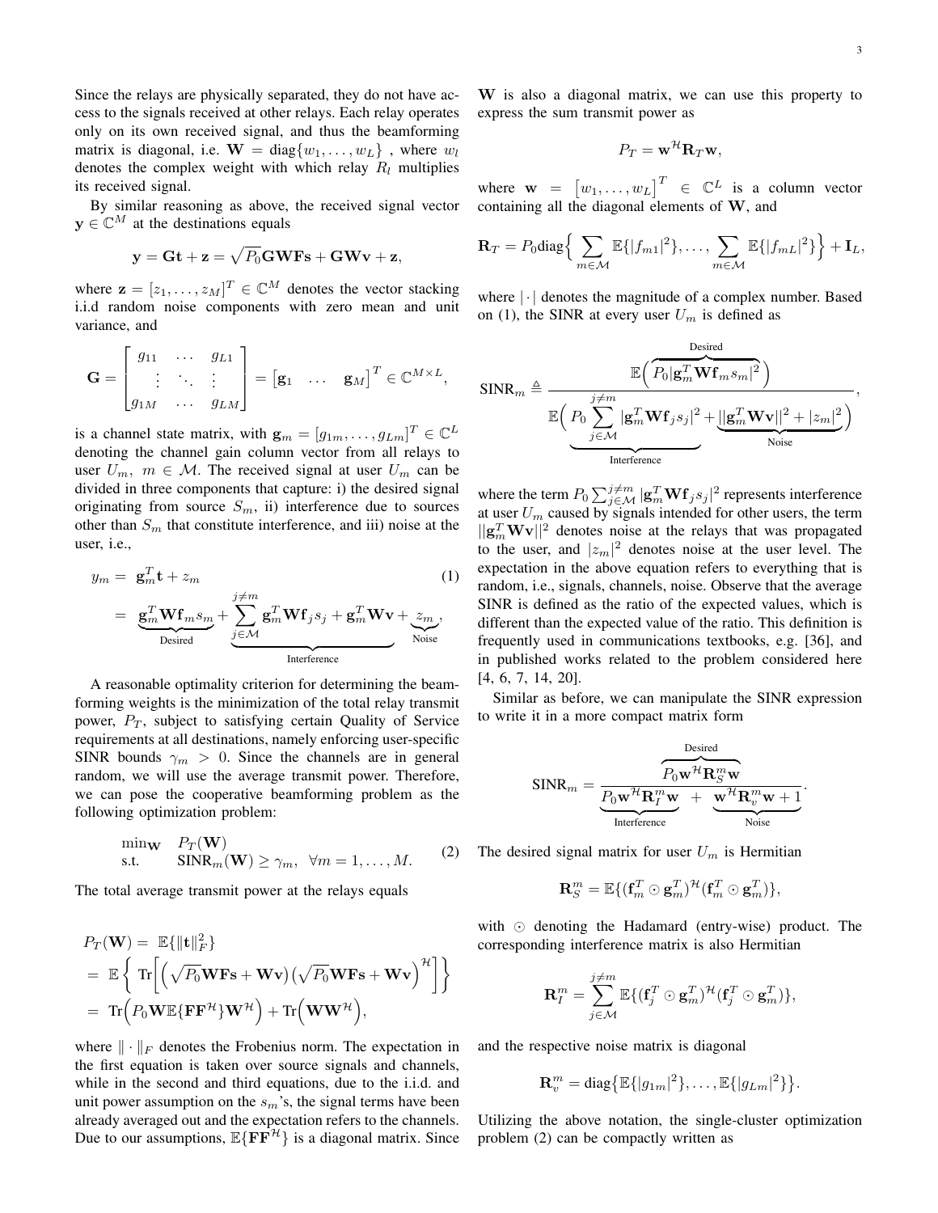Since the relays are physically separated, they do not have access to the signals received at other relays. Each relay operates only on its own received signal, and thus the beamforming matrix is diagonal, i.e. $\mathbf{W} = \text{diag}\{w_1, \ldots, w_L\}$ , where $w_l$ denotes the complex weight with which relay $R_l$ multiplies its received signal.

By similar reasoning as above, the received signal vector $\mathbf{y} \in \mathbb{C}^M$ at the destinations equals

$$\mathbf{y} = \mathbf{G}\mathbf{t} + \mathbf{z} = \sqrt{P_0}\mathbf{G}\mathbf{W}\mathbf{F}\mathbf{s} + \mathbf{G}\mathbf{W}\mathbf{v} + \mathbf{z},$$

where $\mathbf{z} = [z_1, \ldots, z_M]^T \in \mathbb{C}^M$ denotes the vector stacking i.i.d random noise components with zero mean and unit variance, and

$$\mathbf{G} = \begin{bmatrix} g_{11} & \cdots & g_{L1} \\ \vdots & \ddots & \vdots \\ g_{1M} & \cdots & g_{LM} \end{bmatrix} = \begin{bmatrix} \mathbf{g}_1 & \ldots & \mathbf{g}_M \end{bmatrix}^T \in \mathbb{C}^{M \times L},$$

is a channel state matrix, with $\mathbf{g}_m = [g_{1m}, \ldots, g_{Lm}]^T \in \mathbb{C}^L$ denoting the channel gain column vector from all relays to user $U_m$, $m \in \mathcal{M}$. The received signal at user $U_m$ can be divided in three components that capture: i) the desired signal originating from source $S_m$, ii) interference due to sources other than $S_m$ that constitute interference, and iii) noise at the user, i.e.,

$$\begin{aligned} y_m =& \ \mathbf{g}_m^T \mathbf{t} + z_m \qquad (1) \\ =& \ \underbrace{\mathbf{g}_m^T \mathbf{W} \mathbf{f}_m s_m}_{\text{Desired}} + \underbrace{\sum_{j \in \mathcal{M}}^{j \neq m} \mathbf{g}_m^T \mathbf{W} \mathbf{f}_j s_j + \mathbf{g}_m^T \mathbf{W} \mathbf{v} + \underbrace{z_m}_{\text{Noise}}}_{\text{Interference}}. \end{aligned}$$

A reasonable optimality criterion for determining the beamforming weights is the minimization of the total relay transmit power, $P_T$, subject to satisfying certain Quality of Service requirements at all destinations, namely enforcing user-specific SINR bounds $\gamma_m > 0$. Since the channels are in general random, we will use the average transmit power. Therefore, we can pose the cooperative beamforming problem as the following optimization problem:

$$\begin{array}{ll} \min_{\mathbf{W}} & P_T(\mathbf{W}) \\ \text{s.t.} & \text{SINR}_m(\mathbf{W}) \geq \gamma_m, \ \ \forall m = 1, \ldots, M. \end{array} \qquad (2)$$

The total average transmit power at the relays equals

$$\begin{aligned} P_T(\mathbf{W}) =& \ \mathbb{E}\{\|\mathbf{t}\|_F^2\} \\ =& \ \mathbb{E}\bigg\{ \text{Tr}\bigg[ \Big(\sqrt{P_0}\mathbf{W}\mathbf{F}\mathbf{s} + \mathbf{W}\mathbf{v}\Big)\Big(\sqrt{P_0}\mathbf{W}\mathbf{F}\mathbf{s} + \mathbf{W}\mathbf{v}\Big)^{\mathcal{H}} \bigg] \bigg\} \\ =& \ \text{Tr}\Big(P_0 \mathbf{W} \mathbb{E}\{\mathbf{F}\mathbf{F}^{\mathcal{H}}\}\mathbf{W}^{\mathcal{H}}\Big) + \text{Tr}\Big(\mathbf{W}\mathbf{W}^{\mathcal{H}}\Big), \end{aligned}$$

where $\| \cdot \|_F$ denotes the Frobenius norm. The expectation in the first equation is taken over source signals and channels, while in the second and third equations, due to the i.i.d. and unit power assumption on the $s_m$'s, the signal terms have been already averaged out and the expectation refers to the channels. Due to our assumptions, $\mathbb{E}\{\mathbf{F}\mathbf{F}^{\mathcal{H}}\}$ is a diagonal matrix. Since $\mathbf{W}$ is also a diagonal matrix, we can use this property to express the sum transmit power as

$$P_T = \mathbf{w}^{\mathcal{H}} \mathbf{R}_T \mathbf{w},$$

where $\mathbf{w} = \begin{bmatrix} w_1, \ldots, w_L \end{bmatrix}^T \in \mathbb{C}^L$ is a column vector containing all the diagonal elements of $\mathbf{W}$, and

$$\mathbf{R}_T = P_0 \text{diag}\Big\{ \sum_{m \in \mathcal{M}} \mathbb{E}\{|f_{m1}|^2\}, \ldots, \sum_{m \in \mathcal{M}} \mathbb{E}\{|f_{mL}|^2\} \Big\} + \mathbf{I}_L,$$

where $|\cdot|$ denotes the magnitude of a complex number. Based on (1), the SINR at every user $U_m$ is defined as

$$\text{SINR}_m \triangleq \frac{\mathbb{E}\Big( \overbrace{P_0 |\mathbf{g}_m^T \mathbf{W} \mathbf{f}_m s_m|^2}^{\text{Desired}} \Big)}{\mathbb{E}\Big( \underbrace{P_0 \sum_{j \in \mathcal{M}}^{j \neq m} |\mathbf{g}_m^T \mathbf{W} \mathbf{f}_j s_j|^2}_{\text{Interference}} + \underbrace{||\mathbf{g}_m^T \mathbf{W} \mathbf{v}||^2 + |z_m|^2}_{\text{Noise}} \Big)},$$

where the term $P_0 \sum_{j \in \mathcal{M}}^{j \neq m} |\mathbf{g}_m^T \mathbf{W} \mathbf{f}_j s_j|^2$ represents interference at user $U_m$ caused by signals intended for other users, the term $||\mathbf{g}_m^T \mathbf{W} \mathbf{v}||^2$ denotes noise at the relays that was propagated to the user, and $|z_m|^2$ denotes noise at the user level. The expectation in the above equation refers to everything that is random, i.e., signals, channels, noise. Observe that the average SINR is defined as the ratio of the expected values, which is different than the expected value of the ratio. This definition is frequently used in communications textbooks, e.g. [36], and in published works related to the problem considered here [4, 6, 7, 14, 20].

Similar as before, we can manipulate the SINR expression to write it in a more compact matrix form

$$\text{SINR}_m = \frac{\overbrace{P_0 \mathbf{w}^{\mathcal{H}} \mathbf{R}_S^m \mathbf{w}}^{\text{Desired}}}{\underbrace{P_0 \mathbf{w}^{\mathcal{H}} \mathbf{R}_I^m \mathbf{w}}_{\text{Interference}} + \underbrace{\mathbf{w}^{\mathcal{H}} \mathbf{R}_v^m \mathbf{w} + 1}_{\text{Noise}}}.$$

The desired signal matrix for user $U_m$ is Hermitian

$$\mathbf{R}_S^m = \mathbb{E}\{(\mathbf{f}_m^T \odot \mathbf{g}_m^T)^{\mathcal{H}} (\mathbf{f}_m^T \odot \mathbf{g}_m^T)\},$$

with $\odot$ denoting the Hadamard (entry-wise) product. The corresponding interference matrix is also Hermitian

$$\mathbf{R}_I^m = \sum_{j \in \mathcal{M}}^{j \neq m} \mathbb{E}\{(\mathbf{f}_j^T \odot \mathbf{g}_m^T)^{\mathcal{H}} (\mathbf{f}_j^T \odot \mathbf{g}_m^T)\},$$

and the respective noise matrix is diagonal

$$\mathbf{R}_v^m = \text{diag}\big\{ \mathbb{E}\{|g_{1m}|^2\}, \ldots, \mathbb{E}\{|g_{Lm}|^2\} \big\}.$$

Utilizing the above notation, the single-cluster optimization problem (2) can be compactly written as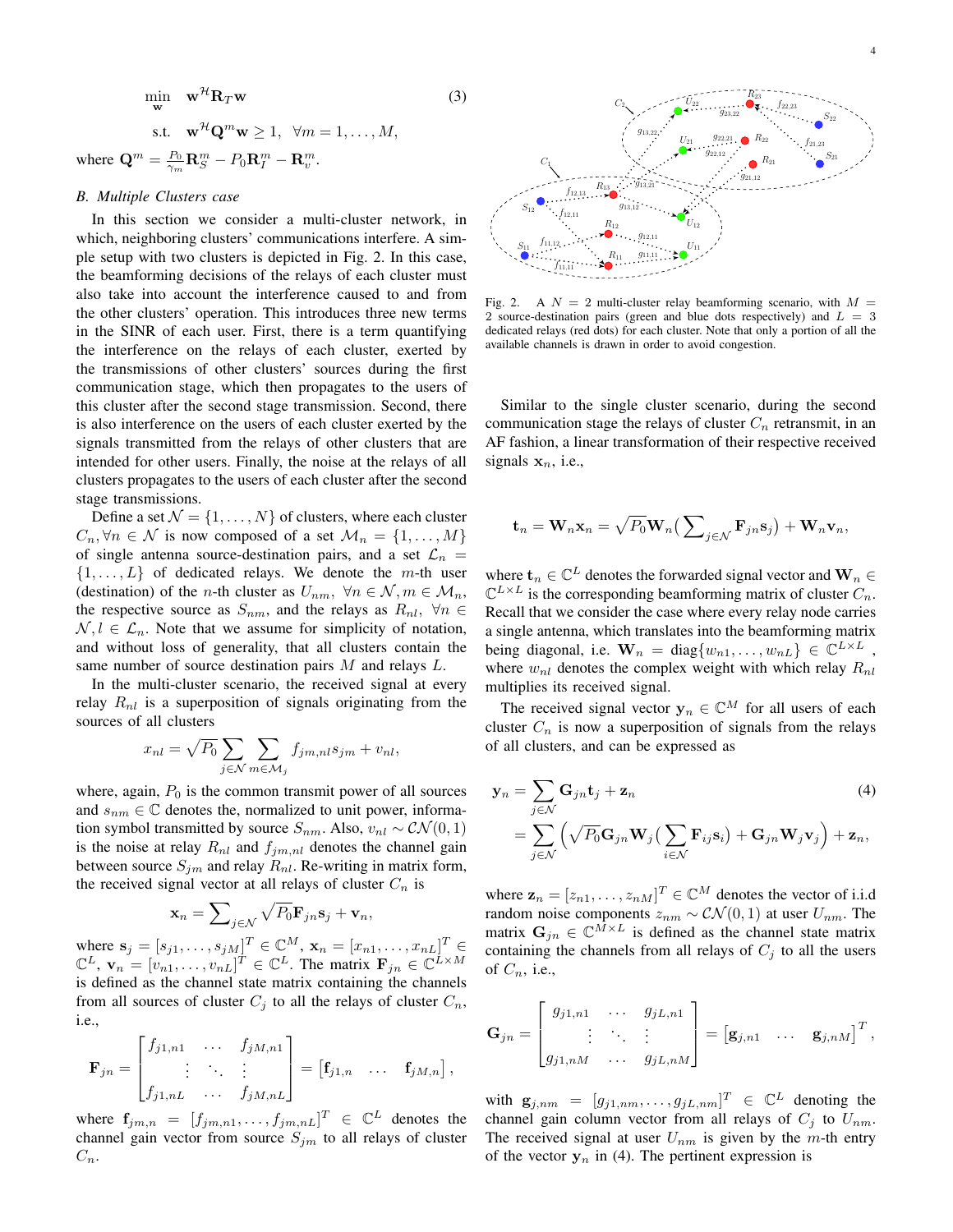$$\min_{\mathbf{w}} \quad \mathbf{w}^{\mathcal{H}}\mathbf{R}_T\mathbf{w} \tag{3}$$
$$\text{s.t.} \quad \mathbf{w}^{\mathcal{H}}\mathbf{Q}^m\mathbf{w} \geq 1, \ \ \forall m = 1, \ldots, M,$$

where $\mathbf{Q}^m = \frac{P_0}{\gamma_m}\mathbf{R}_S^m - P_0\mathbf{R}_I^m - \mathbf{R}_v^m$.

### B. Multiple Clusters case

In this section we consider a multi-cluster network, in which, neighboring clusters' communications interfere. A simple setup with two clusters is depicted in Fig. 2. In this case, the beamforming decisions of the relays of each cluster must also take into account the interference caused to and from the other clusters' operation. This introduces three new terms in the SINR of each user. First, there is a term quantifying the interference on the relays of each cluster, exerted by the transmissions of other clusters' sources during the first communication stage, which then propagates to the users of this cluster after the second stage transmission. Second, there is also interference on the users of each cluster exerted by the signals transmitted from the relays of other clusters that are intended for other users. Finally, the noise at the relays of all clusters propagates to the users of each cluster after the second stage transmissions.

Define a set $\mathcal{N} = \{1, \ldots, N\}$ of clusters, where each cluster $C_n, \forall n \in \mathcal{N}$ is now composed of a set $\mathcal{M}_n = \{1, \ldots, M\}$ of single antenna source-destination pairs, and a set $\mathcal{L}_n = \{1, \ldots, L\}$ of dedicated relays. We denote the $m$-th user (destination) of the $n$-th cluster as $U_{nm}, \ \forall n \in \mathcal{N}, m \in \mathcal{M}_n$, the respective source as $S_{nm}$, and the relays as $R_{nl}, \ \forall n \in \mathcal{N}, l \in \mathcal{L}_n$. Note that we assume for simplicity of notation, and without loss of generality, that all clusters contain the same number of source destination pairs $M$ and relays $L$.

In the multi-cluster scenario, the received signal at every relay $R_{nl}$ is a superposition of signals originating from the sources of all clusters

$$x_{nl} = \sqrt{P_0}\sum_{j\in\mathcal{N}}\sum_{m\in\mathcal{M}_j} f_{jm,nl}s_{jm} + v_{nl},$$

where, again, $P_0$ is the common transmit power of all sources and $s_{nm} \in \mathbb{C}$ denotes the, normalized to unit power, information symbol transmitted by source $S_{nm}$. Also, $v_{nl} \sim \mathcal{CN}(0, 1)$ is the noise at relay $R_{nl}$ and $f_{jm,nl}$ denotes the channel gain between source $S_{jm}$ and relay $R_{nl}$. Re-writing in matrix form, the received signal vector at all relays of cluster $C_n$ is

$$\mathbf{x}_n = \sum\nolimits_{j\in\mathcal{N}} \sqrt{P_0}\mathbf{F}_{jn}\mathbf{s}_j + \mathbf{v}_n,$$

where $\mathbf{s}_j = [s_{j1}, \ldots, s_{jM}]^T \in \mathbb{C}^M$, $\mathbf{x}_n = [x_{n1}, \ldots, x_{nL}]^T \in \mathbb{C}^L$, $\mathbf{v}_n = [v_{n1}, \ldots, v_{nL}]^T \in \mathbb{C}^L$. The matrix $\mathbf{F}_{jn} \in \mathbb{C}^{L\times M}$ is defined as the channel state matrix containing the channels from all sources of cluster $C_j$ to all the relays of cluster $C_n$, i.e.,

$$\mathbf{F}_{jn} = \begin{bmatrix} f_{j1,n1} & \cdots & f_{jM,n1} \\ \vdots & \ddots & \vdots \\ f_{j1,nL} & \cdots & f_{jM,nL} \end{bmatrix} = \begin{bmatrix} \mathbf{f}_{j1,n} & \ldots & \mathbf{f}_{jM,n} \end{bmatrix},$$

where $\mathbf{f}_{jm,n} = [f_{jm,n1}, \ldots, f_{jm,nL}]^T \in \mathbb{C}^L$ denotes the channel gain vector from source $S_{jm}$ to all relays of cluster $C_n$.

Fig. 2. A $N = 2$ multi-cluster relay beamforming scenario, with $M = 2$ source-destination pairs (green and blue dots respectively) and $L = 3$ dedicated relays (red dots) for each cluster. Note that only a portion of all the available channels is drawn in order to avoid congestion.

Similar to the single cluster scenario, during the second communication stage the relays of cluster $C_n$ retransmit, in an AF fashion, a linear transformation of their respective received signals $\mathbf{x}_n$, i.e.,

$$\mathbf{t}_n = \mathbf{W}_n\mathbf{x}_n = \sqrt{P_0}\mathbf{W}_n\big(\sum\nolimits_{j\in\mathcal{N}}\mathbf{F}_{jn}\mathbf{s}_j\big) + \mathbf{W}_n\mathbf{v}_n,$$

where $\mathbf{t}_n \in \mathbb{C}^L$ denotes the forwarded signal vector and $\mathbf{W}_n \in \mathbb{C}^{L\times L}$ is the corresponding beamforming matrix of cluster $C_n$. Recall that we consider the case where every relay node carries a single antenna, which translates into the beamforming matrix being diagonal, i.e. $\mathbf{W}_n = \text{diag}\{w_{n1}, \ldots, w_{nL}\} \in \mathbb{C}^{L\times L}$, where $w_{nl}$ denotes the complex weight with which relay $R_{nl}$ multiplies its received signal.

The received signal vector $\mathbf{y}_n \in \mathbb{C}^M$ for all users of each cluster $C_n$ is now a superposition of signals from the relays of all clusters, and can be expressed as

$$\begin{aligned} \mathbf{y}_n &= \sum_{j\in\mathcal{N}}\mathbf{G}_{jn}\mathbf{t}_j + \mathbf{z}_n \qquad (4)\\ &= \sum_{j\in\mathcal{N}}\Big(\sqrt{P_0}\mathbf{G}_{jn}\mathbf{W}_j\big(\sum_{i\in\mathcal{N}}\mathbf{F}_{ij}\mathbf{s}_i\big) + \mathbf{G}_{jn}\mathbf{W}_j\mathbf{v}_j\Big) + \mathbf{z}_n, \end{aligned}$$

where $\mathbf{z}_n = [z_{n1}, \ldots, z_{nM}]^T \in \mathbb{C}^M$ denotes the vector of i.i.d random noise components $z_{nm} \sim \mathcal{CN}(0, 1)$ at user $U_{nm}$. The matrix $\mathbf{G}_{jn} \in \mathbb{C}^{M\times L}$ is defined as the channel state matrix containing the channels from all relays of $C_j$ to all the users of $C_n$, i.e.,

$$\mathbf{G}_{jn} = \begin{bmatrix} g_{j1,n1} & \cdots & g_{jL,n1} \\ \vdots & \ddots & \vdots \\ g_{j1,nM} & \cdots & g_{jL,nM} \end{bmatrix} = \begin{bmatrix} \mathbf{g}_{j,n1} & \ldots & \mathbf{g}_{j,nM} \end{bmatrix}^T,$$

with $\mathbf{g}_{j,nm} = [g_{j1,nm}, \ldots, g_{jL,nm}]^T \in \mathbb{C}^L$ denoting the channel gain column vector from all relays of $C_j$ to $U_{nm}$. The received signal at user $U_{nm}$ is given by the $m$-th entry of the vector $\mathbf{y}_n$ in (4). The pertinent expression is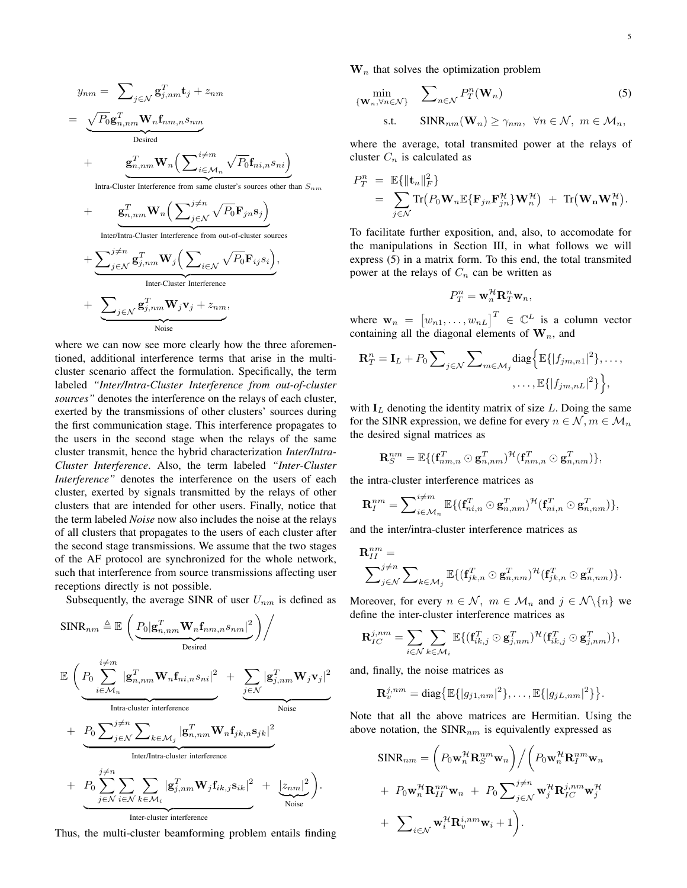$$
\begin{aligned}
y_{nm} =& \sum_{j\in\mathcal{N}} \mathbf{g}_{j,nm}^T \mathbf{t}_j + z_{nm} \\
=& \underbrace{\sqrt{P_0}\mathbf{g}_{n,nm}^T \mathbf{W}_n \mathbf{f}_{nm,n} s_{nm}}_{\text{Desired}} \\
&+ \underbrace{\mathbf{g}_{n,nm}^T \mathbf{W}_n \Big( \sum_{i\in\mathcal{M}_n}^{i\neq m} \sqrt{P_0}\mathbf{f}_{ni,n} s_{ni} \Big)}_{\text{Intra-Cluster Interference from same cluster's sources other than } S_{nm}} \\
&+ \underbrace{\mathbf{g}_{n,nm}^T \mathbf{W}_n \Big( \sum_{j\in\mathcal{N}}^{j\neq n} \sqrt{P_0}\mathbf{F}_{jn} \mathbf{s}_j \Big)}_{\text{Inter/Intra-Cluster Interference from out-of-cluster sources}} \\
&+ \underbrace{\sum_{j\in\mathcal{N}}^{j\neq n} \mathbf{g}_{j,nm}^T \mathbf{W}_j \Big( \sum_{i\in\mathcal{N}} \sqrt{P_0}\mathbf{F}_{ij} s_i \Big)}_{\text{Inter-Cluster Interference}}, \\
&+ \underbrace{\sum_{j\in\mathcal{N}} \mathbf{g}_{j,nm}^T \mathbf{W}_j \mathbf{v}_j + z_{nm}}_{\text{Noise}},
\end{aligned}
$$

where we can now see more clearly how the three aforementioned, additional interference terms that arise in the multi-cluster scenario affect the formulation. Specifically, the term labeled *"Inter/Intra-Cluster Interference from out-of-cluster sources"* denotes the interference on the relays of each cluster, exerted by the transmissions of other clusters' sources during the first communication stage. This interference propagates to the users in the second stage when the relays of the same cluster transmit, hence the hybrid characterization *Inter/Intra-Cluster Interference*. Also, the term labeled *"Inter-Cluster Interference"* denotes the interference on the users of each cluster, exerted by signals transmitted by the relays of other clusters that are intended for other users. Finally, notice that the term labeled *Noise* now also includes the noise at the relays of all clusters that propagates to the users of each cluster after the second stage transmissions. We assume that the two stages of the AF protocol are synchronized for the whole network, such that interference from source transmissions affecting user receptions directly is not possible.

Subsequently, the average SINR of user $U_{nm}$ is defined as

$$
\begin{aligned}
\text{SINR}_{nm} \triangleq& \ \mathbb{E}\left( \underbrace{P_0 |\mathbf{g}_{n,nm}^T \mathbf{W}_n \mathbf{f}_{nm,n} s_{nm}|^2}_{\text{Desired}} \right) \Bigg/ \\
&\mathbb{E}\Bigg( \underbrace{P_0 \sum_{i\in\mathcal{M}_n}^{i\neq m} |\mathbf{g}_{n,nm}^T \mathbf{W}_n \mathbf{f}_{ni,n} s_{ni}|^2}_{\text{Intra-cluster interference}} + \underbrace{\sum_{j\in\mathcal{N}} |\mathbf{g}_{j,nm}^T \mathbf{W}_j \mathbf{v}_j|^2}_{\text{Noise}} \\
&+ \underbrace{P_0 \sum_{j\in\mathcal{N}}^{j\neq n} \sum_{k\in\mathcal{M}_j} |\mathbf{g}_{n,nm}^T \mathbf{W}_n \mathbf{f}_{jk,n} \mathbf{s}_{jk}|^2}_{\text{Inter/Intra-cluster interference}} \\
&+ \underbrace{P_0 \sum_{j\in\mathcal{N}}^{j\neq n} \sum_{i\in\mathcal{N}} \sum_{k\in\mathcal{M}_i} |\mathbf{g}_{j,nm}^T \mathbf{W}_j \mathbf{f}_{ik,j} \mathbf{s}_{ik}|^2}_{\text{Inter-cluster interference}} + \underbrace{|z_{nm}|^2}_{\text{Noise}} \Bigg).
\end{aligned}
$$

Thus, the multi-cluster beamforming problem entails finding $\mathbf{W}_n$ that solves the optimization problem

$$
\begin{aligned}
\min_{\{\mathbf{W}_n, \forall n\in\mathcal{N}\}} \quad & \sum_{n\in\mathcal{N}} P_T^n(\mathbf{W}_n) \\
\text{s.t.} \quad & \text{SINR}_{nm}(\mathbf{W}_n) \geq \gamma_{nm}, \ \forall n\in\mathcal{N}, \ m\in\mathcal{M}_n,
\end{aligned} \tag{5}
$$

where the average, total transmited power at the relays of cluster $C_n$ is calculated as

$$
\begin{aligned}
P_T^n =& \ \mathbb{E}\{\|\mathbf{t}_n\|_F^2\} \\
=& \sum_{j\in\mathcal{N}} \text{Tr}\big(P_0 \mathbf{W}_n \mathbb{E}\{\mathbf{F}_{jn}\mathbf{F}_{jn}^{\mathcal{H}}\}\mathbf{W}_n^{\mathcal{H}}\big) + \text{Tr}\big(\mathbf{W}_{\mathbf{n}}\mathbf{W}_{\mathbf{n}}^{\mathcal{H}}\big).
\end{aligned}
$$

To facilitate further exposition, and, also, to accomodate for the manipulations in Section III, in what follows we will express (5) in a matrix form. To this end, the total transmited power at the relays of $C_n$ can be written as

$$
P_T^n = \mathbf{w}_n^{\mathcal{H}} \mathbf{R}_T^n \mathbf{w}_n,
$$

where $\mathbf{w}_n = \begin{bmatrix} w_{n1}, \ldots, w_{nL} \end{bmatrix}^T \in \mathbb{C}^L$ is a column vector containing all the diagonal elements of $\mathbf{W}_n$, and

$$
\begin{aligned}
\mathbf{R}_T^n = \mathbf{I}_L + P_0 \sum_{j\in\mathcal{N}} \sum_{m\in\mathcal{M}_j} \text{diag}\Big\{ &\mathbb{E}\{|f_{jm,n1}|^2\}, \ldots, \\
&, \ldots, \mathbb{E}\{|f_{jm,nL}|^2\} \Big\},
\end{aligned}
$$

with $\mathbf{I}_L$ denoting the identity matrix of size $L$. Doing the same for the SINR expression, we define for every $n\in\mathcal{N}, m\in\mathcal{M}_n$ the desired signal matrices as

$$
\mathbf{R}_S^{nm} = \mathbb{E}\{(\mathbf{f}_{nm,n}^T \odot \mathbf{g}_{n,nm}^T)^{\mathcal{H}} (\mathbf{f}_{nm,n}^T \odot \mathbf{g}_{n,nm}^T)\},
$$

the intra-cluster interference matrices as

$$
\mathbf{R}_I^{nm} = \sum_{i\in\mathcal{M}_n}^{i\neq m} \mathbb{E}\{(\mathbf{f}_{ni,n}^T \odot \mathbf{g}_{n,nm}^T)^{\mathcal{H}} (\mathbf{f}_{ni,n}^T \odot \mathbf{g}_{n,nm}^T)\},
$$

and the inter/intra-cluster interference matrices as

$$
\begin{aligned}
&\mathbf{R}_{II}^{nm} = \\
&\sum_{j\in\mathcal{N}}^{j\neq n} \sum_{k\in\mathcal{M}_j} \mathbb{E}\{(\mathbf{f}_{jk,n}^T \odot \mathbf{g}_{n,nm}^T)^{\mathcal{H}} (\mathbf{f}_{jk,n}^T \odot \mathbf{g}_{n,nm}^T)\}.
\end{aligned}
$$

Moreover, for every $n\in\mathcal{N}, \ m\in\mathcal{M}_n$ and $j\in\mathcal{N}\backslash\{n\}$ we define the inter-cluster interference matrices as

$$
\mathbf{R}_{IC}^{j,nm} = \sum_{i\in\mathcal{N}} \sum_{k\in\mathcal{M}_i} \mathbb{E}\{(\mathbf{f}_{ik,j}^T \odot \mathbf{g}_{j,nm}^T)^{\mathcal{H}} (\mathbf{f}_{ik,j}^T \odot \mathbf{g}_{j,nm}^T)\},
$$

and, finally, the noise matrices as

$$
\mathbf{R}_v^{j,nm} = \text{diag}\big\{\mathbb{E}\{|g_{j1,nm}|^2\}, \ldots, \mathbb{E}\{|g_{jL,nm}|^2\}\big\}.
$$

Note that all the above matrices are Hermitian. Using the above notation, the $\text{SINR}_{nm}$ is equivalently expressed as

$$
\begin{aligned}
\text{SINR}_{nm} =& \left( P_0 \mathbf{w}_n^{\mathcal{H}} \mathbf{R}_S^{nm} \mathbf{w}_n \right) \Big/ \Bigg( P_0 \mathbf{w}_n^{\mathcal{H}} \mathbf{R}_I^{nm} \mathbf{w}_n \\
&+ P_0 \mathbf{w}_n^{\mathcal{H}} \mathbf{R}_{II}^{nm} \mathbf{w}_n + P_0 \sum_{j\in\mathcal{N}}^{j\neq n} \mathbf{w}_j^{\mathcal{H}} \mathbf{R}_{IC}^{j,nm} \mathbf{w}_j^{\mathcal{H}} \\
&+ \sum_{i\in\mathcal{N}} \mathbf{w}_i^{\mathcal{H}} \mathbf{R}_v^{i,nm} \mathbf{w}_i + 1 \Bigg).
\end{aligned}
$$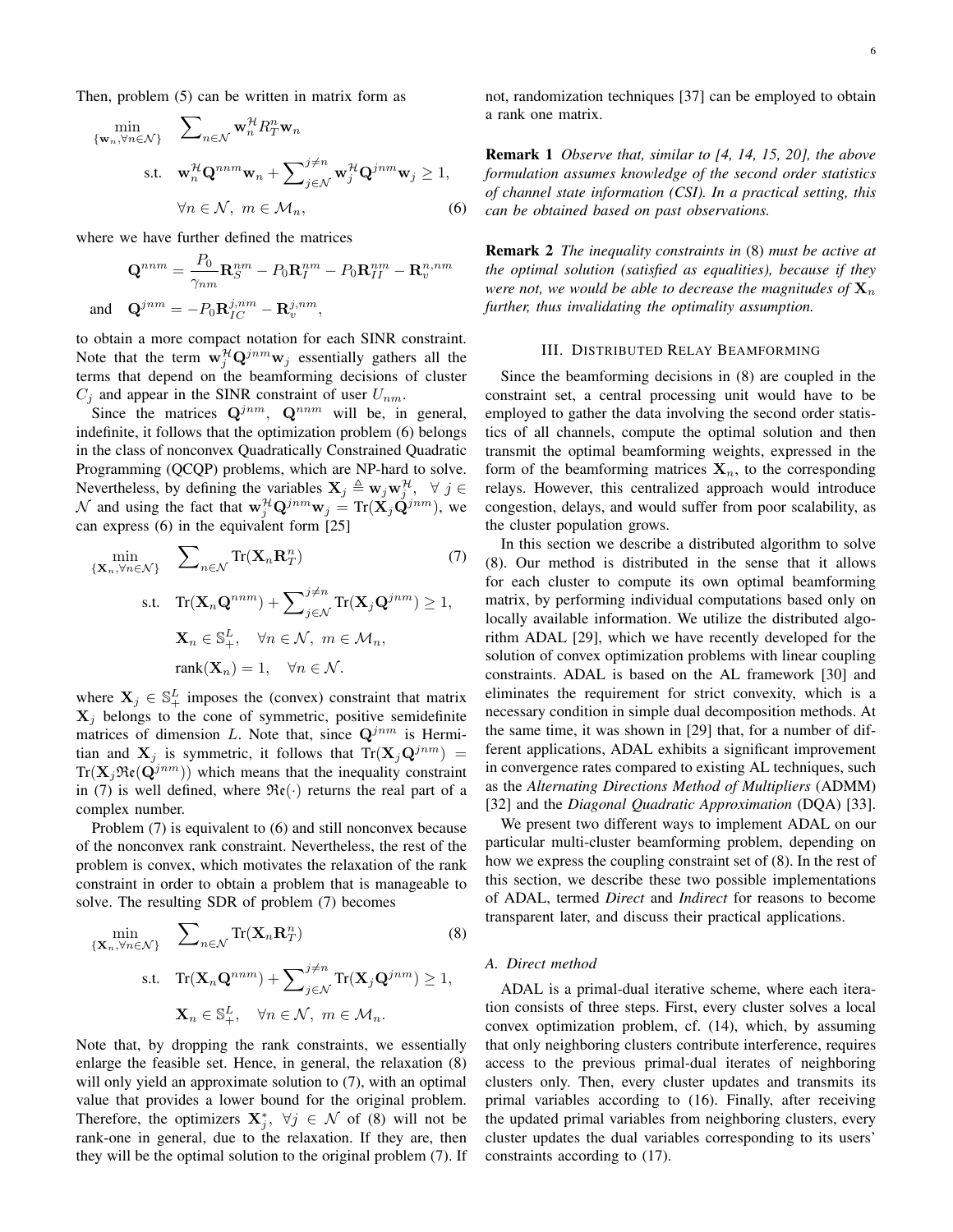Then, problem (5) can be written in matrix form as

$$\min_{\{\mathbf{w}_n, \forall n \in \mathcal{N}\}} \quad \sum_{n\in\mathcal{N}} \mathbf{w}_n^{\mathcal{H}} R_T^n \mathbf{w}_n$$

$$\text{s.t.} \quad \mathbf{w}_n^{\mathcal{H}} \mathbf{Q}^{nnm} \mathbf{w}_n + \sum_{j\in\mathcal{N}}^{j\neq n} \mathbf{w}_j^{\mathcal{H}} \mathbf{Q}^{jnm} \mathbf{w}_j \geq 1,$$

$$\forall n \in \mathcal{N}, \ m \in \mathcal{M}_n, \tag{6}$$

where we have further defined the matrices

$$\mathbf{Q}^{nnm} = \frac{P_0}{\gamma_{nm}} \mathbf{R}_S^{nm} - P_0 \mathbf{R}_I^{nm} - P_0 \mathbf{R}_{II}^{nm} - \mathbf{R}_v^{n,nm}$$

$$\text{and} \quad \mathbf{Q}^{jnm} = -P_0 \mathbf{R}_{IC}^{j,nm} - \mathbf{R}_v^{j,nm},$$

to obtain a more compact notation for each SINR constraint. Note that the term $\mathbf{w}_j^{\mathcal{H}} \mathbf{Q}^{jnm} \mathbf{w}_j$ essentially gathers all the terms that depend on the beamforming decisions of cluster $C_j$ and appear in the SINR constraint of user $U_{nm}$.

Since the matrices $\mathbf{Q}^{jnm}$, $\mathbf{Q}^{nnm}$ will be, in general, indefinite, it follows that the optimization problem (6) belongs in the class of nonconvex Quadratically Constrained Quadratic Programming (QCQP) problems, which are NP-hard to solve. Nevertheless, by defining the variables $\mathbf{X}_j \triangleq \mathbf{w}_j \mathbf{w}_j^{\mathcal{H}}, \ \forall j \in \mathcal{N}$ and using the fact that $\mathbf{w}_j^{\mathcal{H}} \mathbf{Q}^{jnm} \mathbf{w}_j = \text{Tr}(\mathbf{X}_j \mathbf{Q}^{jnm})$, we can express (6) in the equivalent form [25]

$$\min_{\{\mathbf{X}_n, \forall n \in \mathcal{N}\}} \quad \sum_{n\in\mathcal{N}} \text{Tr}(\mathbf{X}_n \mathbf{R}_T^n) \tag{7}$$

$$\text{s.t.} \quad \text{Tr}(\mathbf{X}_n \mathbf{Q}^{nnm}) + \sum_{j\in\mathcal{N}}^{j\neq n} \text{Tr}(\mathbf{X}_j \mathbf{Q}^{jnm}) \geq 1,$$

$$\mathbf{X}_n \in \mathbb{S}_+^L, \quad \forall n \in \mathcal{N}, \ m \in \mathcal{M}_n,$$

$$\text{rank}(\mathbf{X}_n) = 1, \quad \forall n \in \mathcal{N}.$$

where $\mathbf{X}_j \in \mathbb{S}_+^L$ imposes the (convex) constraint that matrix $\mathbf{X}_j$ belongs to the cone of symmetric, positive semidefinite matrices of dimension $L$. Note that, since $\mathbf{Q}^{jnm}$ is Hermitian and $\mathbf{X}_j$ is symmetric, it follows that $\text{Tr}(\mathbf{X}_j \mathbf{Q}^{jnm}) = \text{Tr}(\mathbf{X}_j \Re\mathfrak{e}(\mathbf{Q}^{jnm}))$ which means that the inequality constraint in (7) is well defined, where $\Re\mathfrak{e}(\cdot)$ returns the real part of a complex number.

Problem (7) is equivalent to (6) and still nonconvex because of the nonconvex rank constraint. Nevertheless, the rest of the problem is convex, which motivates the relaxation of the rank constraint in order to obtain a problem that is manageable to solve. The resulting SDR of problem (7) becomes

$$\min_{\{\mathbf{X}_n, \forall n \in \mathcal{N}\}} \quad \sum_{n\in\mathcal{N}} \text{Tr}(\mathbf{X}_n \mathbf{R}_T^n) \tag{8}$$

$$\text{s.t.} \quad \text{Tr}(\mathbf{X}_n \mathbf{Q}^{nnm}) + \sum_{j\in\mathcal{N}}^{j\neq n} \text{Tr}(\mathbf{X}_j \mathbf{Q}^{jnm}) \geq 1,$$

$$\mathbf{X}_n \in \mathbb{S}_+^L, \quad \forall n \in \mathcal{N}, \ m \in \mathcal{M}_n.$$

Note that, by dropping the rank constraints, we essentially enlarge the feasible set. Hence, in general, the relaxation (8) will only yield an approximate solution to (7), with an optimal value that provides a lower bound for the original problem. Therefore, the optimizers $\mathbf{X}_j^*, \ \forall j \in \mathcal{N}$ of (8) will not be rank-one in general, due to the relaxation. If they are, then they will be the optimal solution to the original problem (7). If not, randomization techniques [37] can be employed to obtain a rank one matrix.

**Remark 1** *Observe that, similar to [4, 14, 15, 20], the above formulation assumes knowledge of the second order statistics of channel state information (CSI). In a practical setting, this can be obtained based on past observations.*

**Remark 2** *The inequality constraints in* (8) *must be active at the optimal solution (satisfied as equalities), because if they were not, we would be able to decrease the magnitudes of* $\mathbf{X}_n$ *further, thus invalidating the optimality assumption.*

## III. Distributed Relay Beamforming

Since the beamforming decisions in (8) are coupled in the constraint set, a central processing unit would have to be employed to gather the data involving the second order statistics of all channels, compute the optimal solution and then transmit the optimal beamforming weights, expressed in the form of the beamforming matrices $\mathbf{X}_n$, to the corresponding relays. However, this centralized approach would introduce congestion, delays, and would suffer from poor scalability, as the cluster population grows.

In this section we describe a distributed algorithm to solve (8). Our method is distributed in the sense that it allows for each cluster to compute its own optimal beamforming matrix, by performing individual computations based only on locally available information. We utilize the distributed algorithm ADAL [29], which we have recently developed for the solution of convex optimization problems with linear coupling constraints. ADAL is based on the AL framework [30] and eliminates the requirement for strict convexity, which is a necessary condition in simple dual decomposition methods. At the same time, it was shown in [29] that, for a number of different applications, ADAL exhibits a significant improvement in convergence rates compared to existing AL techniques, such as the *Alternating Directions Method of Multipliers* (ADMM) [32] and the *Diagonal Quadratic Approximation* (DQA) [33].

We present two different ways to implement ADAL on our particular multi-cluster beamforming problem, depending on how we express the coupling constraint set of (8). In the rest of this section, we describe these two possible implementations of ADAL, termed *Direct* and *Indirect* for reasons to become transparent later, and discuss their practical applications.

### A. Direct method

ADAL is a primal-dual iterative scheme, where each iteration consists of three steps. First, every cluster solves a local convex optimization problem, cf. (14), which, by assuming that only neighboring clusters contribute interference, requires access to the previous primal-dual iterates of neighboring clusters only. Then, every cluster updates and transmits its primal variables according to (16). Finally, after receiving the updated primal variables from neighboring clusters, every cluster updates the dual variables corresponding to its users' constraints according to (17).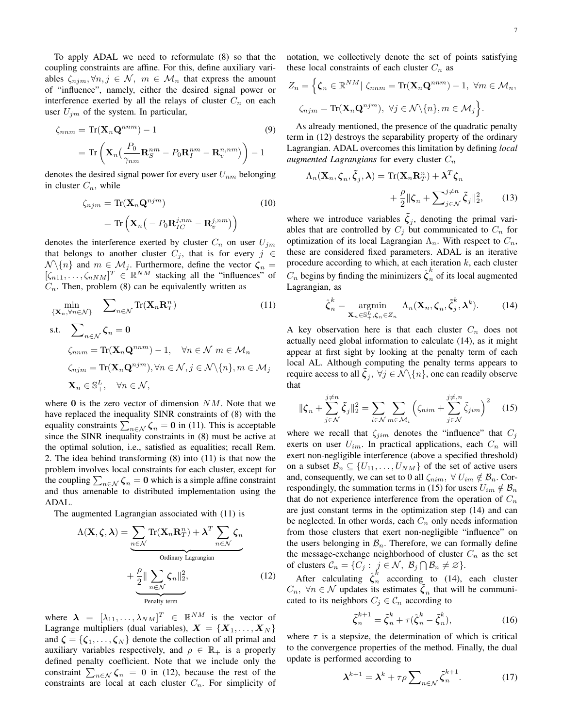To apply ADAL we need to reformulate (8) so that the coupling constraints are affine. For this, define auxiliary variables $\zeta_{njm}, \forall n, j \in \mathcal{N},\ m \in \mathcal{M}_n$ that express the amount of "influence", namely, either the desired signal power or interference exerted by all the relays of cluster $C_n$ on each user $U_{jm}$ of the system. In particular,

$$\begin{aligned}\zeta_{nnm} &= \text{Tr}(\mathbf{X}_n \mathbf{Q}^{nnm}) - 1 \\ &= \text{Tr}\left(\mathbf{X}_n\big(\frac{P_0}{\gamma_{nm}}\mathbf{R}_S^{nm} - P_0\mathbf{R}_I^{nm} - \mathbf{R}_v^{n,nm}\big)\right) - 1\end{aligned} \tag{9}$$

denotes the desired signal power for every user $U_{nm}$ belonging in cluster $C_n$, while

$$\begin{aligned}\zeta_{njm} &= \text{Tr}(\mathbf{X}_n \mathbf{Q}^{njm}) \\ &= \text{Tr}\left(\mathbf{X}_n\big(-P_0\mathbf{R}_{IC}^{j,nm} - \mathbf{R}_v^{j,nm}\big)\right)\end{aligned} \tag{10}$$

denotes the interference exerted by cluster $C_n$ on user $U_{jm}$ that belongs to another cluster $C_j$, that is for every $j \in \mathcal{N}\backslash\{n\}$ and $m \in \mathcal{M}_j$. Furthermore, define the vector $\boldsymbol{\zeta}_n = [\zeta_{n11}, \ldots, \zeta_{nNM}]^T \in \mathbb{R}^{NM}$ stacking all the "influences" of $C_n$. Then, problem (8) can be equivalently written as

$$\begin{aligned}\min_{\{\mathbf{X}_n, \forall n \in \mathcal{N}\}} \quad & \sum\nolimits_{n\in\mathcal{N}} \text{Tr}(\mathbf{X}_n \mathbf{R}_T^n) \\ \text{s.t.} \quad & \sum\nolimits_{n\in\mathcal{N}} \boldsymbol{\zeta}_n = \mathbf{0} \\ & \zeta_{nnm} = \text{Tr}(\mathbf{X}_n\mathbf{Q}^{nnm}) - 1, \quad \forall n \in \mathcal{N}\ m \in \mathcal{M}_n \\ & \zeta_{njm} = \text{Tr}(\mathbf{X}_n\mathbf{Q}^{njm}), \forall n \in \mathcal{N}, j \in \mathcal{N}\backslash\{n\}, m \in \mathcal{M}_j \\ & \mathbf{X}_n \in \mathbb{S}_+^L, \quad \forall n \in \mathcal{N},\end{aligned} \tag{11}$$

where $\mathbf{0}$ is the zero vector of dimension $NM$. Note that we have replaced the inequality SINR constraints of (8) with the equality constraints $\sum_{n\in\mathcal{N}} \boldsymbol{\zeta}_n = \mathbf{0}$ in (11). This is acceptable since the SINR inequality constraints in (8) must be active at the optimal solution, i.e., satisfied as equalities; recall Rem. 2. The idea behind transforming (8) into (11) is that now the problem involves local constraints for each cluster, except for the coupling $\sum_{n\in\mathcal{N}} \boldsymbol{\zeta}_n = \mathbf{0}$ which is a simple affine constraint and thus amenable to distributed implementation using the ADAL.

The augmented Lagrangian associated with (11) is

$$\begin{aligned}\Lambda(\mathbf{X}, \boldsymbol{\zeta}, \boldsymbol{\lambda}) = & \underbrace{\sum_{n\in\mathcal{N}} \text{Tr}(\mathbf{X}_n\mathbf{R}_T^n) + \boldsymbol{\lambda}^T \sum_{n\in\mathcal{N}} \boldsymbol{\zeta}_n}_{\text{Ordinary Lagrangian}} \\ & + \underbrace{\frac{\rho}{2}\|\sum_{n\in\mathcal{N}} \boldsymbol{\zeta}_n\|_2^2}_{\text{Penalty term}},\end{aligned} \tag{12}$$

where $\boldsymbol{\lambda} = [\lambda_{11}, \ldots, \lambda_{NM}]^T \in \mathbb{R}^{NM}$ is the vector of Lagrange multipliers (dual variables), $\boldsymbol{X} = \{\boldsymbol{X}_1, \ldots, \boldsymbol{X}_N\}$ and $\boldsymbol{\zeta} = \{\boldsymbol{\zeta}_1, \ldots, \boldsymbol{\zeta}_N\}$ denote the collection of all primal and auxiliary variables respectively, and $\rho \in \mathbb{R}_+$ is a properly defined penalty coefficient. Note that we include only the constraint $\sum_{n\in\mathcal{N}} \boldsymbol{\zeta}_n = 0$ in (12), because the rest of the constraints are local at each cluster $C_n$. For simplicity of notation, we collectively denote the set of points satisfying these local constraints of each cluster $C_n$ as

$$Z_n = \Big\{\boldsymbol{\zeta}_n \in \mathbb{R}^{NM} |\ \zeta_{nnm} = \text{Tr}(\mathbf{X}_n\mathbf{Q}^{nnm}) - 1,\ \forall m \in \mathcal{M}_n,$$
$$\zeta_{njm} = \text{Tr}(\mathbf{X}_n\mathbf{Q}^{njm}),\ \forall j \in \mathcal{N}\backslash\{n\}, m \in \mathcal{M}_j\Big\}.$$

As already mentioned, the presence of the quadratic penalty term in (12) destroys the separability property of the ordinary Lagrangian. ADAL overcomes this limitation by defining *local augmented Lagrangians* for every cluster $C_n$

$$\begin{aligned}\Lambda_n(\mathbf{X}_n, \boldsymbol{\zeta}_n, \tilde{\boldsymbol{\zeta}}_j, \boldsymbol{\lambda}) = & \text{Tr}(\mathbf{X}_n\mathbf{R}_T^n) + \boldsymbol{\lambda}^T\boldsymbol{\zeta}_n \\ & + \frac{\rho}{2}\|\boldsymbol{\zeta}_n + \sum\nolimits_{j\in\mathcal{N}}^{j\neq n} \tilde{\boldsymbol{\zeta}}_j\|_2^2,\end{aligned} \tag{13}$$

where we introduce variables $\tilde{\boldsymbol{\zeta}}_j$, denoting the primal variables that are controlled by $C_j$ but communicated to $C_n$ for optimization of its local Lagrangian $\Lambda_n$. With respect to $C_n$, these are considered fixed parameters. ADAL is an iterative procedure according to which, at each iteration $k$, each cluster $C_n$ begins by finding the minimizers $\hat{\boldsymbol{\zeta}}_n^k$ of its local augmented Lagrangian, as

$$\hat{\boldsymbol{\zeta}}_n^k = \underset{\mathbf{X}_n \in \mathbb{S}_+^L, \boldsymbol{\zeta}_n \in Z_n}{\text{argmin}} \ \Lambda_n(\mathbf{X}_n, \boldsymbol{\zeta}_n, \tilde{\boldsymbol{\zeta}}_j^k, \boldsymbol{\lambda}^k). \tag{14}$$

A key observation here is that each cluster $C_n$ does not actually need global information to calculate (14), as it might appear at first sight by looking at the penalty term of each local AL. Although computing the penalty terms appears to require access to all $\tilde{\boldsymbol{\zeta}}_j,\ \forall j \in \mathcal{N}\backslash\{n\}$, one can readily observe that

$$\|\boldsymbol{\zeta}_n + \sum_{j\in\mathcal{N}}^{j\neq n} \tilde{\boldsymbol{\zeta}}_j\|_2^2 = \sum_{i\in\mathcal{N}}\sum_{m\in\mathcal{M}_i}\Big(\zeta_{nim} + \sum_{j\in\mathcal{N}}^{j\neq, n} \tilde{\zeta}_{jim}\Big)^2 \tag{15}$$

where we recall that $\zeta_{jim}$ denotes the "influence" that $C_j$ exerts on user $U_{im}$. In practical applications, each $C_n$ will exert non-negligible interference (above a specified threshold) on a subset $\mathcal{B}_n \subseteq \{U_{11}, \ldots, U_{NM}\}$ of the set of active users and, consequently, we can set to 0 all $\zeta_{nim},\ \forall\ U_{im} \notin \mathcal{B}_n$. Correspondingly, the summation terms in (15) for users $U_{im} \notin \mathcal{B}_n$ that do not experience interference from the operation of $C_n$ are just constant terms in the optimization step (14) and can be neglected. In other words, each $C_n$ only needs information from those clusters that exert non-negligible "influence" on the users belonging in $\mathcal{B}_n$. Therefore, we can formally define the message-exchange neighborhood of cluster $C_n$ as the set of clusters $\mathcal{C}_n = \{C_j :\ j \in \mathcal{N},\ \mathcal{B}_j \bigcap \mathcal{B}_n \neq \varnothing\}$.

After calculating $\hat{\boldsymbol{\zeta}}_n^k$ according to (14), each cluster $C_n,\ \forall n \in \mathcal{N}$ updates its estimates $\tilde{\boldsymbol{\zeta}}_n$ that will be communicated to its neighbors $C_j \in \mathcal{C}_n$ according to

$$\tilde{\boldsymbol{\zeta}}_n^{k+1} = \tilde{\boldsymbol{\zeta}}_n^k + \tau(\hat{\boldsymbol{\zeta}}_n^k - \tilde{\boldsymbol{\zeta}}_n^k), \tag{16}$$

where $\tau$ is a stepsize, the determination of which is critical to the convergence properties of the method. Finally, the dual update is performed according to

$$\boldsymbol{\lambda}^{k+1} = \boldsymbol{\lambda}^k + \tau\rho\sum\nolimits_{n\in\mathcal{N}} \tilde{\boldsymbol{\zeta}}_n^{k+1}. \tag{17}$$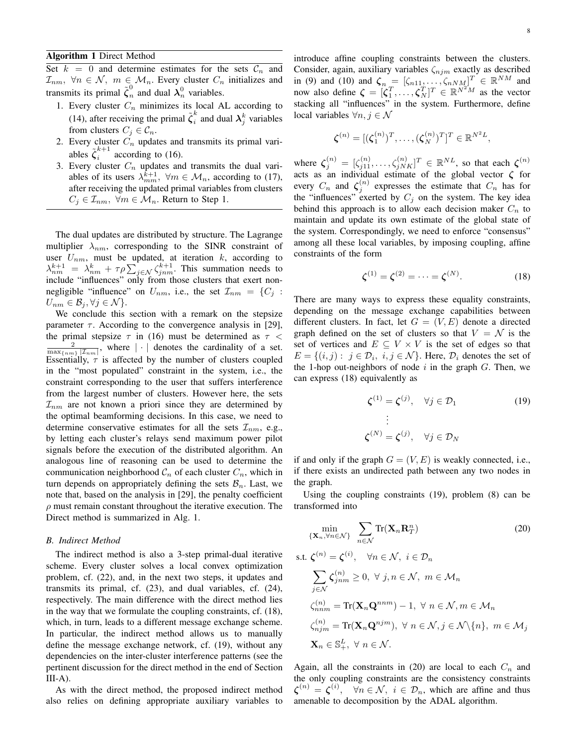**Algorithm 1** Direct Method

Set $k = 0$ and determine estimates for the sets $\mathcal{C}_n$ and $\mathcal{I}_{nm}$, $\forall n \in \mathcal{N}$, $m \in \mathcal{M}_n$. Every cluster $C_n$ initializes and transmits its primal $\tilde{\boldsymbol{\zeta}}_n^0$ and dual $\boldsymbol{\lambda}_n^0$ variables.

1. Every cluster $C_n$ minimizes its local AL according to (14), after receiving the primal $\tilde{\boldsymbol{\zeta}}_i^k$ and dual $\boldsymbol{\lambda}_j^k$ variables from clusters $C_j \in \mathcal{C}_n$.
2. Every cluster $C_n$ updates and transmits its primal variables $\tilde{\boldsymbol{\zeta}}_i^{k+1}$ according to (16).
3. Every cluster $C_n$ updates and transmits the dual variables of its users $\lambda_{mm}^{k+1}$, $\forall m \in \mathcal{M}_n$, according to (17), after receiving the updated primal variables from clusters $C_j \in \mathcal{I}_{nm}$, $\forall m \in \mathcal{M}_n$. Return to Step 1.

The dual updates are distributed by structure. The Lagrange multiplier $\lambda_{nm}$, corresponding to the SINR constraint of user $U_{nm}$, must be updated, at iteration $k$, according to $\lambda_{nm}^{k+1} = \lambda_{nm}^k + \tau\rho\sum_{j\in\mathcal{N}}\zeta_{jnm}^{k+1}$. This summation needs to include "influences" only from those clusters that exert non-negligible "influence" on $U_{nm}$, i.e., the set $\mathcal{I}_{nm} = \{C_j : U_{nm} \in \mathcal{B}_j, \forall j \in \mathcal{N}\}$.

We conclude this section with a remark on the stepsize parameter $\tau$. According to the convergence analysis in [29], the primal stepsize $\tau$ in (16) must be determined as $\tau < \frac{2}{\max_{\{nm\}}|\mathcal{I}_{nm}|}$, where $|\cdot|$ denotes the cardinality of a set. Essentially, $\tau$ is affected by the number of clusters coupled in the "most populated" constraint in the system, i.e., the constraint corresponding to the user that suffers interference from the largest number of clusters. However here, the sets $\mathcal{I}_{nm}$ are not known a priori since they are determined by the optimal beamforming decisions. In this case, we need to determine conservative estimates for all the sets $\mathcal{I}_{nm}$, e.g., by letting each cluster's relays send maximum power pilot signals before the execution of the distributed algorithm. An analogous line of reasoning can be used to determine the communication neighborhood $\mathcal{C}_n$ of each cluster $C_n$, which in turn depends on appropriately defining the sets $\mathcal{B}_n$. Last, we note that, based on the analysis in [29], the penalty coefficient $\rho$ must remain constant throughout the iterative execution. The Direct method is summarized in Alg. 1.

### B. Indirect Method

The indirect method is also a 3-step primal-dual iterative scheme. Every cluster solves a local convex optimization problem, cf. (22), and, in the next two steps, it updates and transmits its primal, cf. (23), and dual variables, cf. (24), respectively. The main difference with the direct method lies in the way that we formulate the coupling constraints, cf. (18), which, in turn, leads to a different message exchange scheme. In particular, the indirect method allows us to manually define the message exchange network, cf. (19), without any dependencies on the inter-cluster interference patterns (see the pertinent discussion for the direct method in the end of Section III-A).

As with the direct method, the proposed indirect method also relies on defining appropriate auxiliary variables to introduce affine coupling constraints between the clusters. Consider, again, auxiliary variables $\zeta_{njm}$ exactly as described in (9) and (10) and $\boldsymbol{\zeta}_n = [\zeta_{n11}, \ldots, \zeta_{nNM}]^T \in \mathbb{R}^{NM}$ and now also define $\boldsymbol{\zeta} = [\boldsymbol{\zeta}_1^T, \ldots, \boldsymbol{\zeta}_N^T]^T \in \mathbb{R}^{N^2M}$ as the vector stacking all "influences" in the system. Furthermore, define local variables $\forall n, j \in \mathcal{N}$

$$\boldsymbol{\zeta}^{(n)} = [(\boldsymbol{\zeta}_1^{(n)})^T, \ldots, (\boldsymbol{\zeta}_N^{(n)})^T]^T \in \mathbb{R}^{N^2L},$$

where $\boldsymbol{\zeta}_j^{(n)} = [\zeta_{j11}^{(n)}, \ldots, \zeta_{jNK}^{(n)}]^T \in \mathbb{R}^{NL}$, so that each $\boldsymbol{\zeta}^{(n)}$ acts as an individual estimate of the global vector $\boldsymbol{\zeta}$ for every $C_n$ and $\boldsymbol{\zeta}_j^{(n)}$ expresses the estimate that $C_n$ has for the "influences" exerted by $C_j$ on the system. The key idea behind this approach is to allow each decision maker $C_n$ to maintain and update its own estimate of the global state of the system. Correspondingly, we need to enforce "consensus" among all these local variables, by imposing coupling, affine constraints of the form

$$\boldsymbol{\zeta}^{(1)} = \boldsymbol{\zeta}^{(2)} = \cdots = \boldsymbol{\zeta}^{(N)}. \tag{18}$$

There are many ways to express these equality constraints, depending on the message exchange capabilities between different clusters. In fact, let $G = (V, E)$ denote a directed graph defined on the set of clusters so that $V = \mathcal{N}$ is the set of vertices and $E \subseteq V \times V$ is the set of edges so that $E = \{(i, j) : j \in \mathcal{D}_i, i, j \in \mathcal{N}\}$. Here, $\mathcal{D}_i$ denotes the set of the 1-hop out-neighbors of node $i$ in the graph $G$. Then, we can express (18) equivalently as

$$\begin{aligned} \boldsymbol{\zeta}^{(1)} &= \boldsymbol{\zeta}^{(j)}, \quad \forall j \in \mathcal{D}_1 \\ &\vdots \\ \boldsymbol{\zeta}^{(N)} &= \boldsymbol{\zeta}^{(j)}, \quad \forall j \in \mathcal{D}_N \end{aligned} \tag{19}$$

if and only if the graph $G = (V, E)$ is weakly connected, i.e., if there exists an undirected path between any two nodes in the graph.

Using the coupling constraints (19), problem (8) can be transformed into

$$\begin{aligned} \min_{\{\mathbf{X}_n, \forall n\in\mathcal{N}\}} \quad & \sum_{n\in\mathcal{N}} \text{Tr}(\mathbf{X}_n \mathbf{R}_T^n) \\ \text{s.t. } & \boldsymbol{\zeta}^{(n)} = \boldsymbol{\zeta}^{(i)}, \quad \forall n \in \mathcal{N}, \ i \in \mathcal{D}_n \\ & \sum_{j\in\mathcal{N}} \boldsymbol{\zeta}_{jnm}^{(n)} \geq 0, \ \forall\, j, n \in \mathcal{N}, \ m \in \mathcal{M}_n \\ & \zeta_{nnm}^{(n)} = \text{Tr}(\mathbf{X}_n \mathbf{Q}^{nnm}) - 1, \ \forall\, n \in \mathcal{N}, m \in \mathcal{M}_n \\ & \zeta_{njm}^{(n)} = \text{Tr}(\mathbf{X}_n \mathbf{Q}^{njm}), \ \forall\, n \in \mathcal{N}, j \in \mathcal{N}\backslash\{n\}, \ m \in \mathcal{M}_j \\ & \mathbf{X}_n \in \mathbb{S}_+^L, \ \forall\, n \in \mathcal{N}. \end{aligned} \tag{20}$$

Again, all the constraints in (20) are local to each $C_n$ and the only coupling constraints are the consistency constraints $\boldsymbol{\zeta}^{(n)} = \boldsymbol{\zeta}^{(i)}$, $\forall n \in \mathcal{N}$, $i \in \mathcal{D}_n$, which are affine and thus amenable to decomposition by the ADAL algorithm.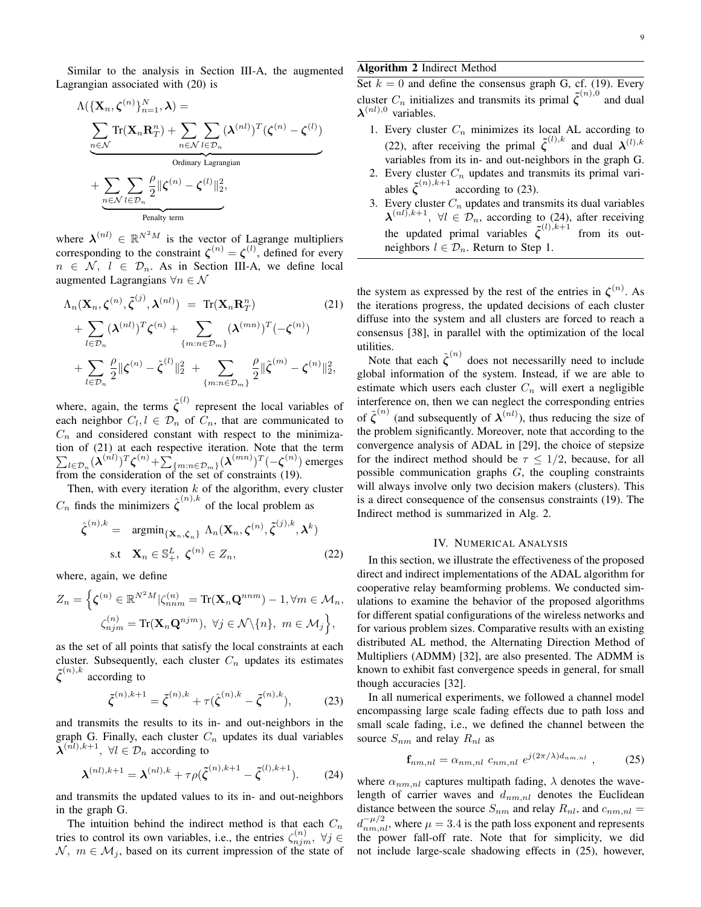Similar to the analysis in Section III-A, the augmented Lagrangian associated with (20) is

$$\Lambda(\{\mathbf{X}_n, \boldsymbol{\zeta}^{(n)}\}_{n=1}^N, \boldsymbol{\lambda}) = \underbrace{\sum_{n\in\mathcal{N}} \mathrm{Tr}(\mathbf{X}_n \mathbf{R}_T^n) + \sum_{n\in\mathcal{N}}\sum_{l\in\mathcal{D}_n} (\boldsymbol{\lambda}^{(nl)})^T(\boldsymbol{\zeta}^{(n)} - \boldsymbol{\zeta}^{(l)})}_{\text{Ordinary Lagrangian}} + \underbrace{\sum_{n\in\mathcal{N}}\sum_{l\in\mathcal{D}_n} \frac{\rho}{2}\|\boldsymbol{\zeta}^{(n)} - \boldsymbol{\zeta}^{(l)}\|_2^2}_{\text{Penalty term}},$$

where $\boldsymbol{\lambda}^{(nl)} \in \mathbb{R}^{N^2M}$ is the vector of Lagrange multipliers corresponding to the constraint $\boldsymbol{\zeta}^{(n)} = \boldsymbol{\zeta}^{(l)}$, defined for every $n \in \mathcal{N},\ l \in \mathcal{D}_n$. As in Section III-A, we define local augmented Lagrangians $\forall n \in \mathcal{N}$

$$\begin{aligned}\Lambda_n(\mathbf{X}_n, \boldsymbol{\zeta}^{(n)}, \tilde{\boldsymbol{\zeta}}^{(j)}, \boldsymbol{\lambda}^{(nl)}) &= \mathrm{Tr}(\mathbf{X}_n \mathbf{R}_T^n) \\ &+ \sum_{l\in\mathcal{D}_n} (\boldsymbol{\lambda}^{(nl)})^T\boldsymbol{\zeta}^{(n)} + \sum_{\{m: n\in\mathcal{D}_m\}} (\boldsymbol{\lambda}^{(mn)})^T(-\boldsymbol{\zeta}^{(n)}) \\ &+ \sum_{l\in\mathcal{D}_n} \frac{\rho}{2}\|\boldsymbol{\zeta}^{(n)} - \tilde{\boldsymbol{\zeta}}^{(l)}\|_2^2 + \sum_{\{m: n\in\mathcal{D}_m\}} \frac{\rho}{2}\|\tilde{\boldsymbol{\zeta}}^{(m)} - \boldsymbol{\zeta}^{(n)}\|_2^2,\end{aligned} \tag{21}$$

where, again, the terms $\tilde{\boldsymbol{\zeta}}^{(l)}$ represent the local variables of each neighbor $C_l, l \in \mathcal{D}_n$ of $C_n$, that are communicated to $C_n$ and considered constant with respect to the minimization of (21) at each respective iteration. Note that the term $\sum_{l\in\mathcal{D}_n} (\boldsymbol{\lambda}^{(nl)})^T\boldsymbol{\zeta}^{(n)} + \sum_{\{m: n\in\mathcal{D}_m\}} (\boldsymbol{\lambda}^{(mn)})^T(-\boldsymbol{\zeta}^{(n)})$ emerges from the consideration of the set of constraints (19).

Then, with every iteration $k$ of the algorithm, every cluster $C_n$ finds the minimizers $\hat{\boldsymbol{\zeta}}^{(n),k}$ of the local problem as

$$\begin{aligned}\hat{\boldsymbol{\zeta}}^{(n),k} = \ & \mathrm{argmin}_{\{\mathbf{X}_n, \boldsymbol{\zeta}_n\}}\ \Lambda_n(\mathbf{X}_n, \boldsymbol{\zeta}^{(n)}, \tilde{\boldsymbol{\zeta}}^{(j),k}, \boldsymbol{\lambda}^k) \\ & \text{s.t} \quad \mathbf{X}_n \in \mathbb{S}_+^L,\ \boldsymbol{\zeta}^{(n)} \in Z_n,\end{aligned} \tag{22}$$

where, again, we define

$$Z_n = \Big\{\boldsymbol{\zeta}^{(n)} \in \mathbb{R}^{N^2M} | \zeta_{nnm}^{(n)} = \mathrm{Tr}(\mathbf{X}_n \mathbf{Q}^{nnm}) - 1, \forall m \in \mathcal{M}_n,\ \zeta_{njm}^{(n)} = \mathrm{Tr}(\mathbf{X}_n \mathbf{Q}^{njm}),\ \forall j \in \mathcal{N}\backslash\{n\},\ m \in \mathcal{M}_j\Big\},$$

as the set of all points that satisfy the local constraints at each cluster. Subsequently, each cluster $C_n$ updates its estimates $\tilde{\boldsymbol{\zeta}}^{(n),k}$ according to

$$\tilde{\boldsymbol{\zeta}}^{(n),k+1} = \tilde{\boldsymbol{\zeta}}^{(n),k} + \tau(\hat{\boldsymbol{\zeta}}^{(n),k} - \tilde{\boldsymbol{\zeta}}^{(n),k}), \tag{23}$$

and transmits the results to its in- and out-neighbors in the graph G. Finally, each cluster $C_n$ updates its dual variables $\boldsymbol{\lambda}^{(nl),k+1},\ \forall l \in \mathcal{D}_n$ according to

$$\boldsymbol{\lambda}^{(nl),k+1} = \boldsymbol{\lambda}^{(nl),k} + \tau\rho(\tilde{\boldsymbol{\zeta}}^{(n),k+1} - \tilde{\boldsymbol{\zeta}}^{(l),k+1}). \tag{24}$$

and transmits the updated values to its in- and out-neighbors in the graph G.

The intuition behind the indirect method is that each $C_n$ tries to control its own variables, i.e., the entries $\zeta_{njm}^{(n)},\ \forall j \in \mathcal{N},\ m \in \mathcal{M}_j$, based on its current impression of the state of the system as expressed by the rest of the entries in $\boldsymbol{\zeta}^{(n)}$. As the iterations progress, the updated decisions of each cluster diffuse into the system and all clusters are forced to reach a consensus [38], in parallel with the optimization of the local utilities.

**Algorithm 2** Indirect Method

Set $k = 0$ and define the consensus graph G, cf. (19). Every cluster $C_n$ initializes and transmits its primal $\tilde{\boldsymbol{\zeta}}^{(n),0}$ and dual $\boldsymbol{\lambda}^{(nl),0}$ variables.

1. Every cluster $C_n$ minimizes its local AL according to (22), after receiving the primal $\tilde{\boldsymbol{\zeta}}^{(l),k}$ and dual $\boldsymbol{\lambda}^{(l),k}$ variables from its in- and out-neighbors in the graph G.
2. Every cluster $C_n$ updates and transmits its primal variables $\tilde{\boldsymbol{\zeta}}^{(n),k+1}$ according to (23).
3. Every cluster $C_n$ updates and transmits its dual variables $\boldsymbol{\lambda}^{(nl),k+1},\ \forall l \in \mathcal{D}_n$, according to (24), after receiving the updated primal variables $\tilde{\boldsymbol{\zeta}}^{(l),k+1}$ from its out-neighbors $l \in \mathcal{D}_n$. Return to Step 1.

Note that each $\tilde{\boldsymbol{\zeta}}^{(n)}$ does not necessarilly need to include global information of the system. Instead, if we are able to estimate which users each cluster $C_n$ will exert a negligible interference on, then we can neglect the corresponding entries of $\tilde{\boldsymbol{\zeta}}^{(n)}$ (and subsequently of $\boldsymbol{\lambda}^{(nl)}$), thus reducing the size of the problem significantly. Moreover, note that according to the convergence analysis of ADAL in [29], the choice of stepsize for the indirect method should be $\tau \leq 1/2$, because, for all possible communication graphs $G$, the coupling constraints will always involve only two decision makers (clusters). This is a direct consequence of the consensus constraints (19). The Indirect method is summarized in Alg. 2.

## IV. Numerical Analysis

In this section, we illustrate the effectiveness of the proposed direct and indirect implementations of the ADAL algorithm for cooperative relay beamforming problems. We conducted simulations to examine the behavior of the proposed algorithms for different spatial configurations of the wireless networks and for various problem sizes. Comparative results with an existing distributed AL method, the Alternating Direction Method of Multipliers (ADMM) [32], are also presented. The ADMM is known to exhibit fast convergence speeds in general, for small though accuracies [32].

In all numerical experiments, we followed a channel model encompassing large scale fading effects due to path loss and small scale fading, i.e., we defined the channel between the source $S_{nm}$ and relay $R_{nl}$ as

$$\mathbf{f}_{nm,nl} = \alpha_{nm,nl}\ c_{nm,nl}\ e^{j(2\pi/\lambda)d_{nm,nl}}\ , \tag{25}$$

where $\alpha_{nm,nl}$ captures multipath fading, $\lambda$ denotes the wavelength of carrier waves and $d_{nm,nl}$ denotes the Euclidean distance between the source $S_{nm}$ and relay $R_{nl}$, and $c_{nm,nl} = d_{nm,nl}^{-\mu/2}$, where $\mu = 3.4$ is the path loss exponent and represents the power fall-off rate. Note that for simplicity, we did not include large-scale shadowing effects in (25), however,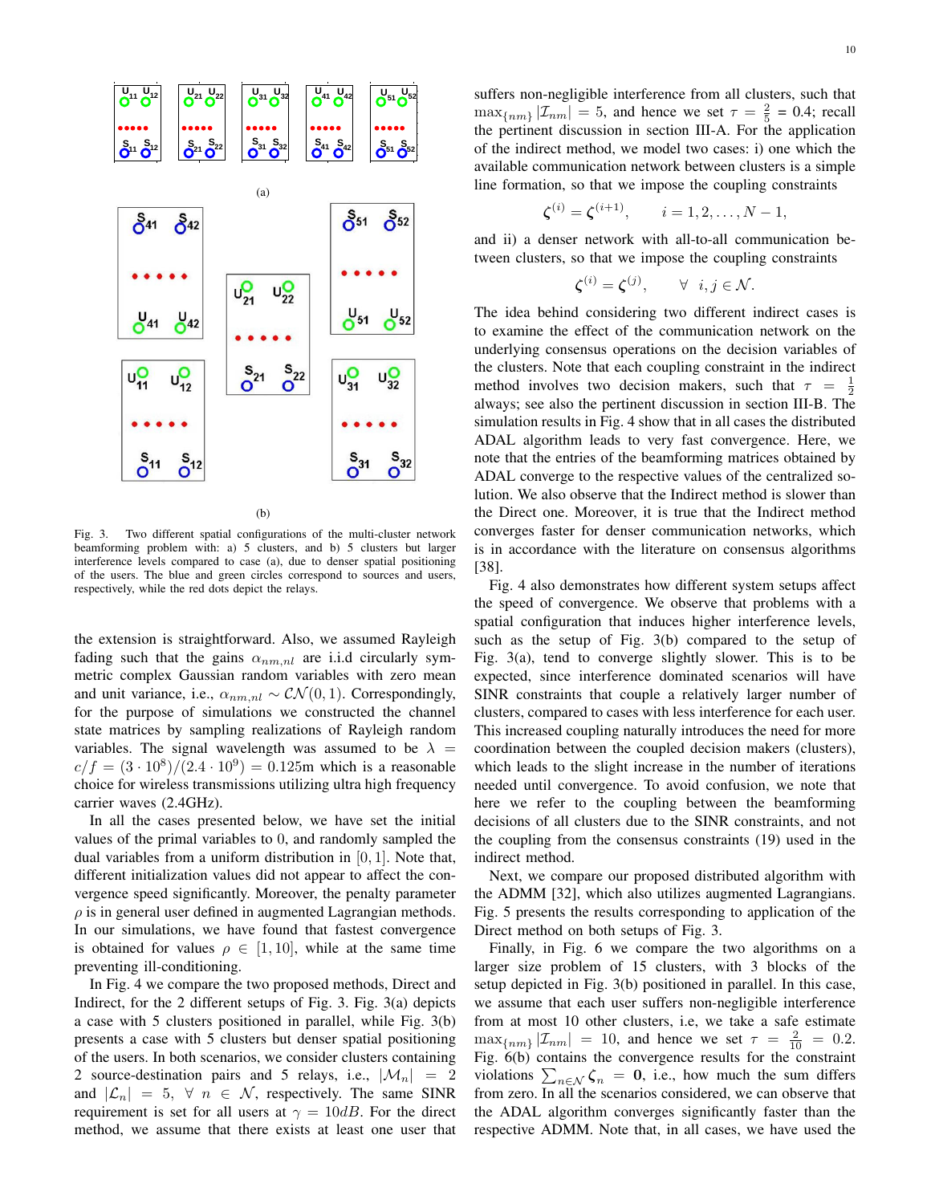(a)

(b)

Fig. 3. Two different spatial configurations of the multi-cluster network beamforming problem with: a) 5 clusters, and b) 5 clusters but larger interference levels compared to case (a), due to denser spatial positioning of the users. The blue and green circles correspond to sources and users, respectively, while the red dots depict the relays.

the extension is straightforward. Also, we assumed Rayleigh fading such that the gains $\alpha_{nm,nl}$ are i.i.d circularly symmetric complex Gaussian random variables with zero mean and unit variance, i.e., $\alpha_{nm,nl} \sim \mathcal{CN}(0,1)$. Correspondingly, for the purpose of simulations we constructed the channel state matrices by sampling realizations of Rayleigh random variables. The signal wavelength was assumed to be $\lambda = c/f = (3 \cdot 10^8)/(2.4 \cdot 10^9) = 0.125$m which is a reasonable choice for wireless transmissions utilizing ultra high frequency carrier waves (2.4GHz).

In all the cases presented below, we have set the initial values of the primal variables to 0, and randomly sampled the dual variables from a uniform distribution in $[0,1]$. Note that, different initialization values did not appear to affect the convergence speed significantly. Moreover, the penalty parameter $\rho$ is in general user defined in augmented Lagrangian methods. In our simulations, we have found that fastest convergence is obtained for values $\rho \in [1, 10]$, while at the same time preventing ill-conditioning.

In Fig. 4 we compare the two proposed methods, Direct and Indirect, for the 2 different setups of Fig. 3. Fig. 3(a) depicts a case with 5 clusters positioned in parallel, while Fig. 3(b) presents a case with 5 clusters but denser spatial positioning of the users. In both scenarios, we consider clusters containing 2 source-destination pairs and 5 relays, i.e., $|\mathcal{M}_n| = 2$ and $|\mathcal{L}_n| = 5$, $\forall\ n \in \mathcal{N}$, respectively. The same SINR requirement is set for all users at $\gamma = 10dB$. For the direct method, we assume that there exists at least one user that suffers non-negligible interference from all clusters, such that $\max_{\{nm\}} |\mathcal{I}_{nm}| = 5$, and hence we set $\tau = \frac{2}{5} = 0.4$; recall the pertinent discussion in section III-A. For the application of the indirect method, we model two cases: i) one which the available communication network between clusters is a simple line formation, so that we impose the coupling constraints

$$\zeta^{(i)} = \zeta^{(i+1)}, \qquad i = 1, 2, \ldots, N-1,$$

and ii) a denser network with all-to-all communication between clusters, so that we impose the coupling constraints

$$\zeta^{(i)} = \zeta^{(j)}, \qquad \forall\ \ i, j \in \mathcal{N}.$$

The idea behind considering two different indirect cases is to examine the effect of the communication network on the underlying consensus operations on the decision variables of the clusters. Note that each coupling constraint in the indirect method involves two decision makers, such that $\tau = \frac{1}{2}$ always; see also the pertinent discussion in section III-B. The simulation results in Fig. 4 show that in all cases the distributed ADAL algorithm leads to very fast convergence. Here, we note that the entries of the beamforming matrices obtained by ADAL converge to the respective values of the centralized solution. We also observe that the Indirect method is slower than the Direct one. Moreover, it is true that the Indirect method converges faster for denser communication networks, which is in accordance with the literature on consensus algorithms [38].

Fig. 4 also demonstrates how different system setups affect the speed of convergence. We observe that problems with a spatial configuration that induces higher interference levels, such as the setup of Fig. 3(b) compared to the setup of Fig. 3(a), tend to converge slightly slower. This is to be expected, since interference dominated scenarios will have SINR constraints that couple a relatively larger number of clusters, compared to cases with less interference for each user. This increased coupling naturally introduces the need for more coordination between the coupled decision makers (clusters), which leads to the slight increase in the number of iterations needed until convergence. To avoid confusion, we note that here we refer to the coupling between the beamforming decisions of all clusters due to the SINR constraints, and not the coupling from the consensus constraints (19) used in the indirect method.

Next, we compare our proposed distributed algorithm with the ADMM [32], which also utilizes augmented Lagrangians. Fig. 5 presents the results corresponding to application of the Direct method on both setups of Fig. 3.

Finally, in Fig. 6 we compare the two algorithms on a larger size problem of 15 clusters, with 3 blocks of the setup depicted in Fig. 3(b) positioned in parallel. In this case, we assume that each user suffers non-negligible interference from at most 10 other clusters, i.e, we take a safe estimate $\max_{\{nm\}} |\mathcal{I}_{nm}| = 10$, and hence we set $\tau = \frac{2}{10} = 0.2$. Fig. 6(b) contains the convergence results for the constraint violations $\sum_{n\in\mathcal{N}} \zeta_n = \mathbf{0}$, i.e., how much the sum differs from zero. In all the scenarios considered, we can observe that the ADAL algorithm converges significantly faster than the respective ADMM. Note that, in all cases, we have used the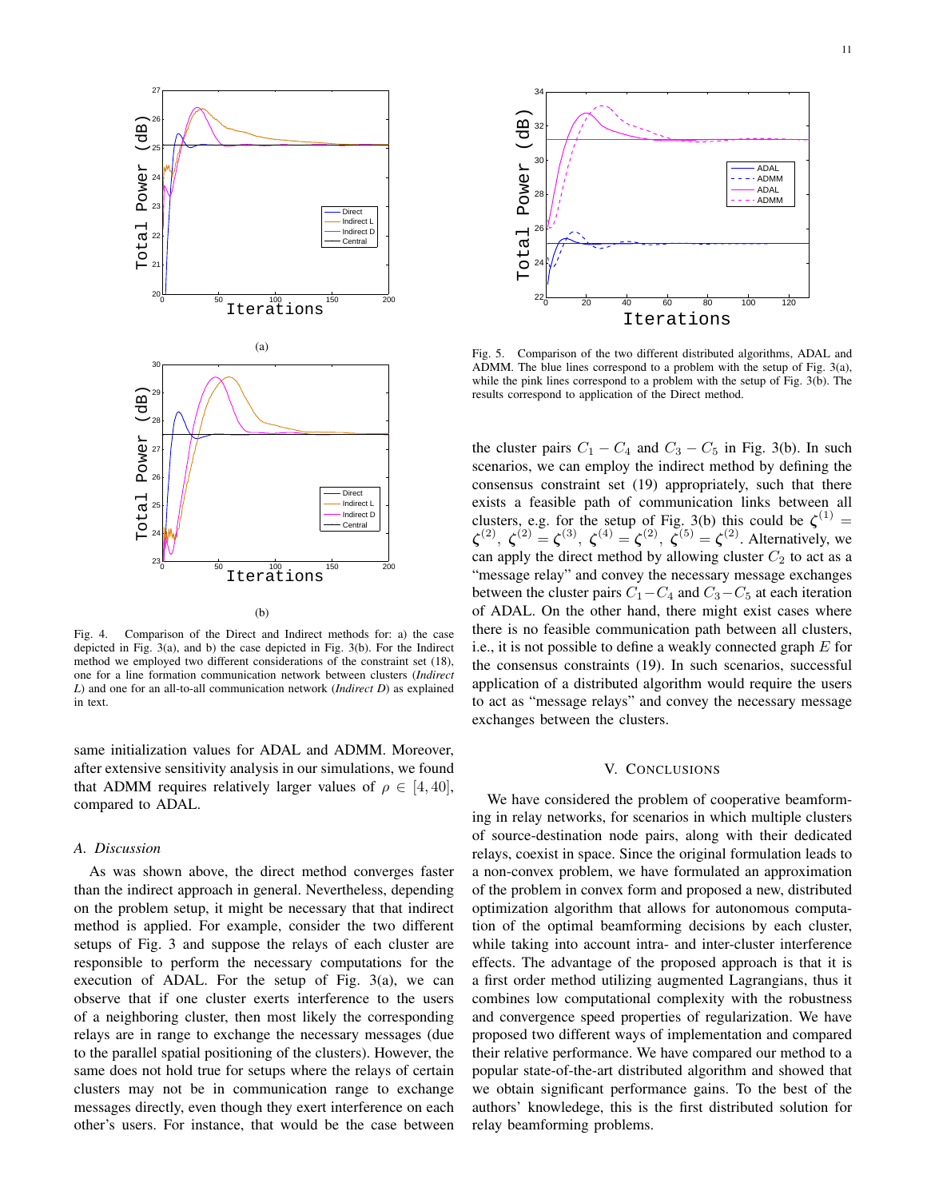Fig. 4. Comparison of the Direct and Indirect methods for: a) the case depicted in Fig. 3(a), and b) the case depicted in Fig. 3(b). For the Indirect method we employed two different considerations of the constraint set (18), one for a line formation communication network between clusters (*Indirect L*) and one for an all-to-all communication network (*Indirect D*) as explained in text.

Fig. 5. Comparison of the two different distributed algorithms, ADAL and ADMM. The blue lines correspond to a problem with the setup of Fig. 3(a), while the pink lines correspond to a problem with the setup of Fig. 3(b). The results correspond to application of the Direct method.

same initialization values for ADAL and ADMM. Moreover, after extensive sensitivity analysis in our simulations, we found that ADMM requires relatively larger values of $\rho \in [4, 40]$, compared to ADAL.

### A. Discussion

As was shown above, the direct method converges faster than the indirect approach in general. Nevertheless, depending on the problem setup, it might be necessary that that indirect method is applied. For example, consider the two different setups of Fig. 3 and suppose the relays of each cluster are responsible to perform the necessary computations for the execution of ADAL. For the setup of Fig. 3(a), we can observe that if one cluster exerts interference to the users of a neighboring cluster, then most likely the corresponding relays are in range to exchange the necessary messages (due to the parallel spatial positioning of the clusters). However, the same does not hold true for setups where the relays of certain clusters may not be in communication range to exchange messages directly, even though they exert interference on each other's users. For instance, that would be the case between the cluster pairs $C_1 - C_4$ and $C_3 - C_5$ in Fig. 3(b). In such scenarios, we can employ the indirect method by defining the consensus constraint set (19) appropriately, such that there exists a feasible path of communication links between all clusters, e.g. for the setup of Fig. 3(b) this could be $\zeta^{(1)} = \zeta^{(2)}$, $\zeta^{(2)} = \zeta^{(3)}$, $\zeta^{(4)} = \zeta^{(2)}$, $\zeta^{(5)} = \zeta^{(2)}$. Alternatively, we can apply the direct method by allowing cluster $C_2$ to act as a "message relay" and convey the necessary message exchanges between the cluster pairs $C_1 - C_4$ and $C_3 - C_5$ at each iteration of ADAL. On the other hand, there might exist cases where there is no feasible communication path between all clusters, i.e., it is not possible to define a weakly connected graph $E$ for the consensus constraints (19). In such scenarios, successful application of a distributed algorithm would require the users to act as "message relays" and convey the necessary message exchanges between the clusters.

## V. Conclusions

We have considered the problem of cooperative beamforming in relay networks, for scenarios in which multiple clusters of source-destination node pairs, along with their dedicated relays, coexist in space. Since the original formulation leads to a non-convex problem, we have formulated an approximation of the problem in convex form and proposed a new, distributed optimization algorithm that allows for autonomous computation of the optimal beamforming decisions by each cluster, while taking into account intra- and inter-cluster interference effects. The advantage of the proposed approach is that it is a first order method utilizing augmented Lagrangians, thus it combines low computational complexity with the robustness and convergence speed properties of regularization. We have proposed two different ways of implementation and compared their relative performance. We have compared our method to a popular state-of-the-art distributed algorithm and showed that we obtain significant performance gains. To the best of the authors' knowledege, this is the first distributed solution for relay beamforming problems.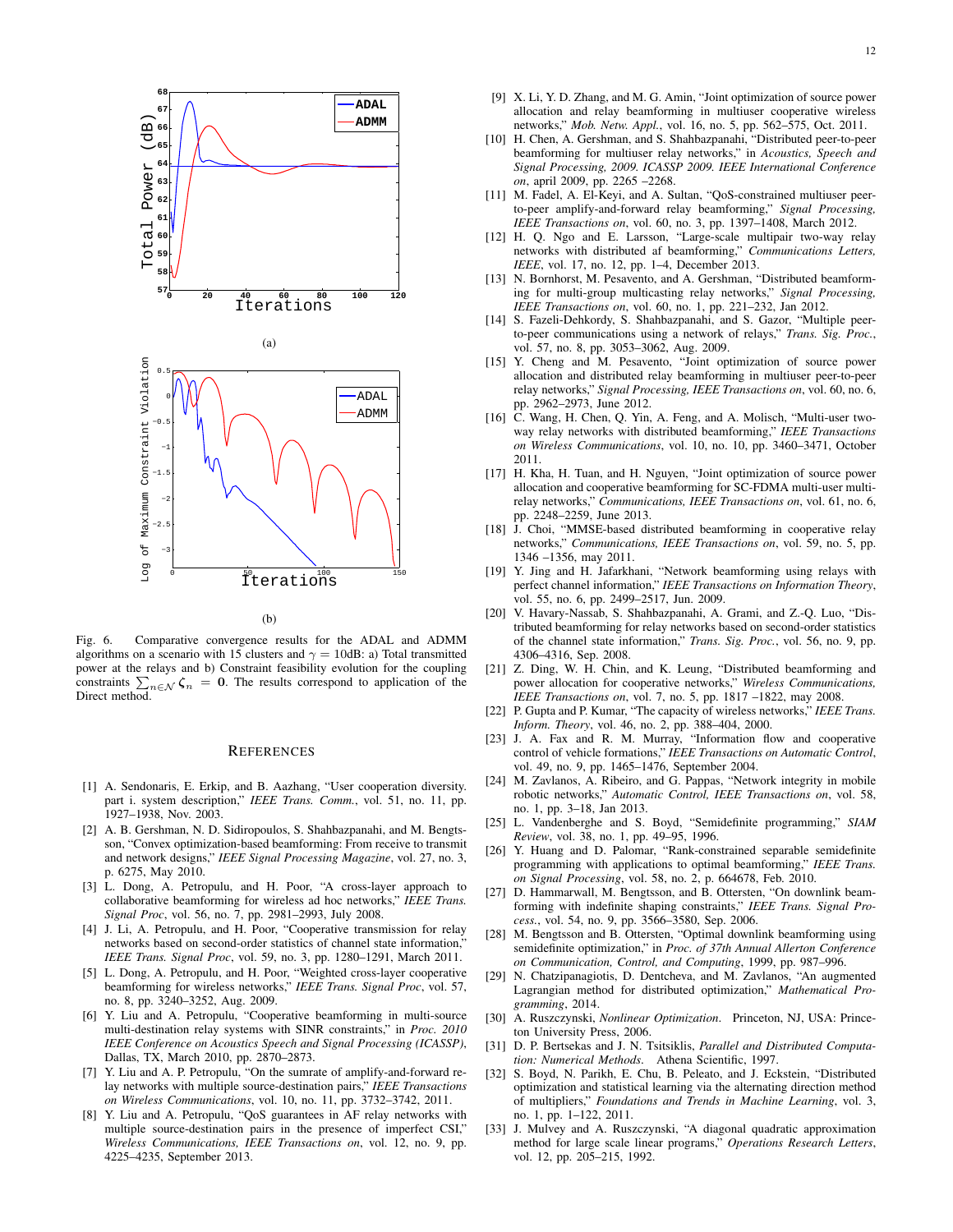Fig. 6. Comparative convergence results for the ADAL and ADMM algorithms on a scenario with 15 clusters and $\gamma = 10$dB: a) Total transmitted power at the relays and b) Constraint feasibility evolution for the coupling constraints $\sum_{n\in\mathcal{N}} \boldsymbol{\zeta}_n = \mathbf{0}$. The results correspond to application of the Direct method.

## References

[1] A. Sendonaris, E. Erkip, and B. Aazhang, "User cooperation diversity. part i. system description," *IEEE Trans. Comm.*, vol. 51, no. 11, pp. 1927–1938, Nov. 2003.

[2] A. B. Gershman, N. D. Sidiropoulos, S. Shahbazpanahi, and M. Bengtsson, "Convex optimization-based beamforming: From receive to transmit and network designs," *IEEE Signal Processing Magazine*, vol. 27, no. 3, p. 6275, May 2010.

[3] L. Dong, A. Petropulu, and H. Poor, "A cross-layer approach to collaborative beamforming for wireless ad hoc networks," *IEEE Trans. Signal Proc*, vol. 56, no. 7, pp. 2981–2993, July 2008.

[4] J. Li, A. Petropulu, and H. Poor, "Cooperative transmission for relay networks based on second-order statistics of channel state information," *IEEE Trans. Signal Proc*, vol. 59, no. 3, pp. 1280–1291, March 2011.

[5] L. Dong, A. Petropulu, and H. Poor, "Weighted cross-layer cooperative beamforming for wireless networks," *IEEE Trans. Signal Proc*, vol. 57, no. 8, pp. 3240–3252, Aug. 2009.

[6] Y. Liu and A. Petropulu, "Cooperative beamforming in multi-source multi-destination relay systems with SINR constraints," in *Proc. 2010 IEEE Conference on Acoustics Speech and Signal Processing (ICASSP)*, Dallas, TX, March 2010, pp. 2870–2873.

[7] Y. Liu and A. P. Petropulu, "On the sumrate of amplify-and-forward relay networks with multiple source-destination pairs," *IEEE Transactions on Wireless Communications*, vol. 10, no. 11, pp. 3732–3742, 2011.

[8] Y. Liu and A. Petropulu, "QoS guarantees in AF relay networks with multiple source-destination pairs in the presence of imperfect CSI," *Wireless Communications, IEEE Transactions on*, vol. 12, no. 9, pp. 4225–4235, September 2013.

[9] X. Li, Y. D. Zhang, and M. G. Amin, "Joint optimization of source power allocation and relay beamforming in multiuser cooperative wireless networks," *Mob. Netw. Appl.*, vol. 16, no. 5, pp. 562–575, Oct. 2011.

[10] H. Chen, A. Gershman, and S. Shahbazpanahi, "Distributed peer-to-peer beamforming for multiuser relay networks," in *Acoustics, Speech and Signal Processing, 2009. ICASSP 2009. IEEE International Conference on*, april 2009, pp. 2265 –2268.

[11] M. Fadel, A. El-Keyi, and A. Sultan, "QoS-constrained multiuser peer-to-peer amplify-and-forward relay beamforming," *Signal Processing, IEEE Transactions on*, vol. 60, no. 3, pp. 1397–1408, March 2012.

[12] H. Q. Ngo and E. Larsson, "Large-scale multipair two-way relay networks with distributed af beamforming," *Communications Letters, IEEE*, vol. 17, no. 12, pp. 1–4, December 2013.

[13] N. Bornhorst, M. Pesavento, and A. Gershman, "Distributed beamforming for multi-group multicasting relay networks," *Signal Processing, IEEE Transactions on*, vol. 60, no. 1, pp. 221–232, Jan 2012.

[14] S. Fazeli-Dehkordy, S. Shahbazpanahi, and S. Gazor, "Multiple peer-to-peer communications using a network of relays," *Trans. Sig. Proc.*, vol. 57, no. 8, pp. 3053–3062, Aug. 2009.

[15] Y. Cheng and M. Pesavento, "Joint optimization of source power allocation and distributed relay beamforming in multiuser peer-to-peer relay networks," *Signal Processing, IEEE Transactions on*, vol. 60, no. 6, pp. 2962–2973, June 2012.

[16] C. Wang, H. Chen, Q. Yin, A. Feng, and A. Molisch, "Multi-user two-way relay networks with distributed beamforming," *IEEE Transactions on Wireless Communications*, vol. 10, no. 10, pp. 3460–3471, October 2011.

[17] H. Kha, H. Tuan, and H. Nguyen, "Joint optimization of source power allocation and cooperative beamforming for SC-FDMA multi-user multi-relay networks," *Communications, IEEE Transactions on*, vol. 61, no. 6, pp. 2248–2259, June 2013.

[18] J. Choi, "MMSE-based distributed beamforming in cooperative relay networks," *Communications, IEEE Transactions on*, vol. 59, no. 5, pp. 1346 –1356, may 2011.

[19] Y. Jing and H. Jafarkhani, "Network beamforming using relays with perfect channel information," *IEEE Transactions on Information Theory*, vol. 55, no. 6, pp. 2499–2517, Jun. 2009.

[20] V. Havary-Nassab, S. Shahbazpanahi, A. Grami, and Z.-Q. Luo, "Distributed beamforming for relay networks based on second-order statistics of the channel state information," *Trans. Sig. Proc.*, vol. 56, no. 9, pp. 4306–4316, Sep. 2008.

[21] Z. Ding, W. H. Chin, and K. Leung, "Distributed beamforming and power allocation for cooperative networks," *Wireless Communications, IEEE Transactions on*, vol. 7, no. 5, pp. 1817 –1822, may 2008.

[22] P. Gupta and P. Kumar, "The capacity of wireless networks," *IEEE Trans. Inform. Theory*, vol. 46, no. 2, pp. 388–404, 2000.

[23] J. A. Fax and R. M. Murray, "Information flow and cooperative control of vehicle formations," *IEEE Transactions on Automatic Control*, vol. 49, no. 9, pp. 1465–1476, September 2004.

[24] M. Zavlanos, A. Ribeiro, and G. Pappas, "Network integrity in mobile robotic networks," *Automatic Control, IEEE Transactions on*, vol. 58, no. 1, pp. 3–18, Jan 2013.

[25] L. Vandenberghe and S. Boyd, "Semidefinite programming," *SIAM Review*, vol. 38, no. 1, pp. 49–95, 1996.

[26] Y. Huang and D. Palomar, "Rank-constrained separable semidefinite programming with applications to optimal beamforming," *IEEE Trans. on Signal Processing*, vol. 58, no. 2, p. 664678, Feb. 2010.

[27] D. Hammarwall, M. Bengtsson, and B. Ottersten, "On downlink beamforming with indefinite shaping constraints," *IEEE Trans. Signal Process.*, vol. 54, no. 9, pp. 3566–3580, Sep. 2006.

[28] M. Bengtsson and B. Ottersten, "Optimal downlink beamforming using semidefinite optimization," in *Proc. of 37th Annual Allerton Conference on Communication, Control, and Computing*, 1999, pp. 987–996.

[29] N. Chatzipanagiotis, D. Dentcheva, and M. Zavlanos, "An augmented Lagrangian method for distributed optimization," *Mathematical Programming*, 2014.

[30] A. Ruszczynski, *Nonlinear Optimization*. Princeton, NJ, USA: Princeton University Press, 2006.

[31] D. P. Bertsekas and J. N. Tsitsiklis, *Parallel and Distributed Computation: Numerical Methods*. Athena Scientific, 1997.

[32] S. Boyd, N. Parikh, E. Chu, B. Peleato, and J. Eckstein, "Distributed optimization and statistical learning via the alternating direction method of multipliers," *Foundations and Trends in Machine Learning*, vol. 3, no. 1, pp. 1–122, 2011.

[33] J. Mulvey and A. Ruszczynski, "A diagonal quadratic approximation method for large scale linear programs," *Operations Research Letters*, vol. 12, pp. 205–215, 1992.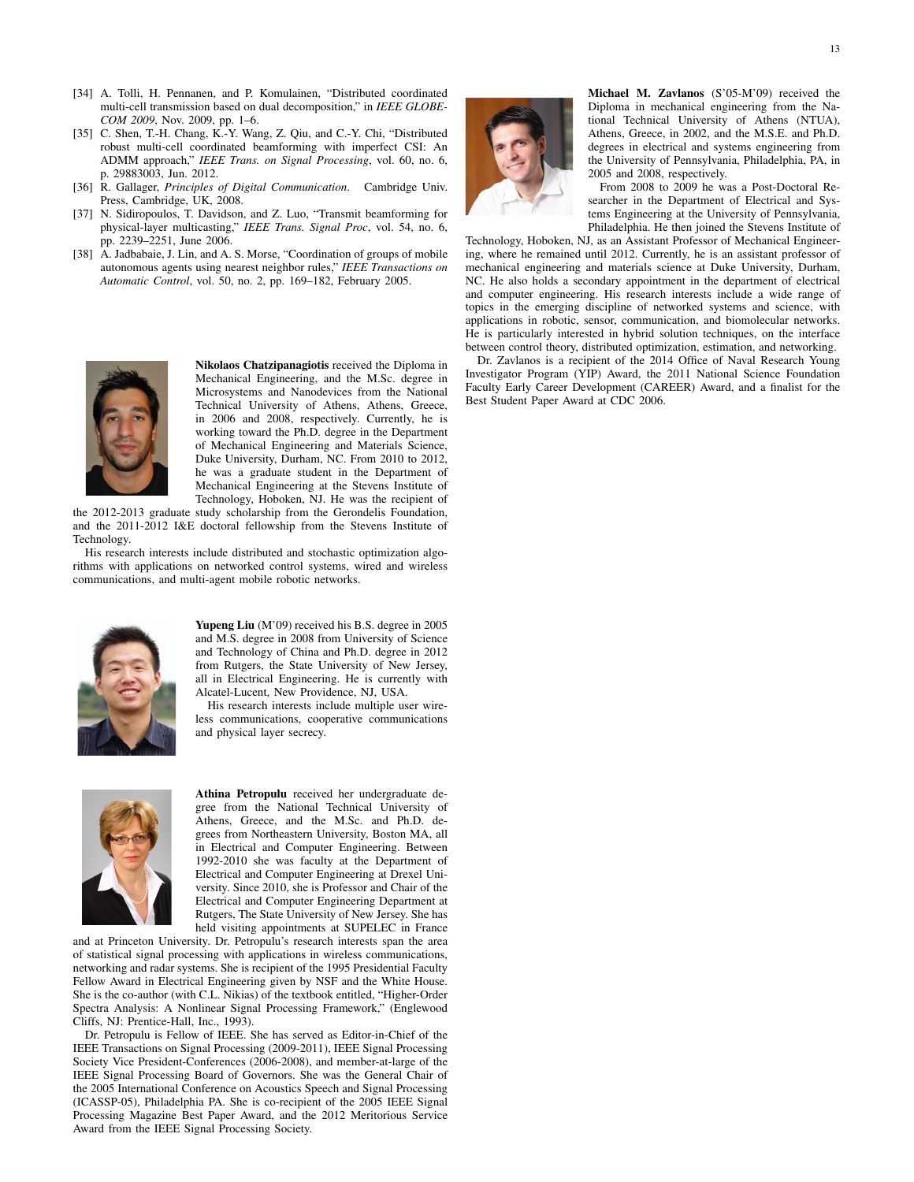[34] A. Tolli, H. Pennanen, and P. Komulainen, "Distributed coordinated multi-cell transmission based on dual decomposition," in *IEEE GLOBECOM 2009*, Nov. 2009, pp. 1–6.

[35] C. Shen, T.-H. Chang, K.-Y. Wang, Z. Qiu, and C.-Y. Chi, "Distributed robust multi-cell coordinated beamforming with imperfect CSI: An ADMM approach," *IEEE Trans. on Signal Processing*, vol. 60, no. 6, p. 29883003, Jun. 2012.

[36] R. Gallager, *Principles of Digital Communication*. Cambridge Univ. Press, Cambridge, UK, 2008.

[37] N. Sidiropoulos, T. Davidson, and Z. Luo, "Transmit beamforming for physical-layer multicasting," *IEEE Trans. Signal Proc*, vol. 54, no. 6, pp. 2239–2251, June 2006.

[38] A. Jadbabaie, J. Lin, and A. S. Morse, "Coordination of groups of mobile autonomous agents using nearest neighbor rules," *IEEE Transactions on Automatic Control*, vol. 50, no. 2, pp. 169–182, February 2005.

**Nikolaos Chatzipanagiotis** received the Diploma in Mechanical Engineering, and the M.Sc. degree in Microsystems and Nanodevices from the National Technical University of Athens, Athens, Greece, in 2006 and 2008, respectively. Currently, he is working toward the Ph.D. degree in the Department of Mechanical Engineering and Materials Science, Duke University, Durham, NC. From 2010 to 2012, he was a graduate student in the Department of Mechanical Engineering at the Stevens Institute of Technology, Hoboken, NJ. He was the recipient of the 2012-2013 graduate study scholarship from the Gerondelis Foundation, and the 2011-2012 I&E doctoral fellowship from the Stevens Institute of Technology.

His research interests include distributed and stochastic optimization algorithms with applications on networked control systems, wired and wireless communications, and multi-agent mobile robotic networks.

**Yupeng Liu** (M'09) received his B.S. degree in 2005 and M.S. degree in 2008 from University of Science and Technology of China and Ph.D. degree in 2012 from Rutgers, the State University of New Jersey, all in Electrical Engineering. He is currently with Alcatel-Lucent, New Providence, NJ, USA.

His research interests include multiple user wireless communications, cooperative communications and physical layer secrecy.

**Athina Petropulu** received her undergraduate degree from the National Technical University of Athens, Greece, and the M.Sc. and Ph.D. degrees from Northeastern University, Boston MA, all in Electrical and Computer Engineering. Between 1992-2010 she was faculty at the Department of Electrical and Computer Engineering at Drexel University. Since 2010, she is Professor and Chair of the Electrical and Computer Engineering Department at Rutgers, The State University of New Jersey. She has held visiting appointments at SUPELEC in France and at Princeton University. Dr. Petropulu's research interests span the area of statistical signal processing with applications in wireless communications, networking and radar systems. She is recipient of the 1995 Presidential Faculty Fellow Award in Electrical Engineering given by NSF and the White House. She is the co-author (with C.L. Nikias) of the textbook entitled, "Higher-Order Spectra Analysis: A Nonlinear Signal Processing Framework," (Englewood Cliffs, NJ: Prentice-Hall, Inc., 1993).

Dr. Petropulu is Fellow of IEEE. She has served as Editor-in-Chief of the IEEE Transactions on Signal Processing (2009-2011), IEEE Signal Processing Society Vice President-Conferences (2006-2008), and member-at-large of the IEEE Signal Processing Board of Governors. She was the General Chair of the 2005 International Conference on Acoustics Speech and Signal Processing (ICASSP-05), Philadelphia PA. She is co-recipient of the 2005 IEEE Signal Processing Magazine Best Paper Award, and the 2012 Meritorious Service Award from the IEEE Signal Processing Society.

**Michael M. Zavlanos** (S'05-M'09) received the Diploma in mechanical engineering from the National Technical University of Athens (NTUA), Athens, Greece, in 2002, and the M.S.E. and Ph.D. degrees in electrical and systems engineering from the University of Pennsylvania, Philadelphia, PA, in 2005 and 2008, respectively.

From 2008 to 2009 he was a Post-Doctoral Researcher in the Department of Electrical and Systems Engineering at the University of Pennsylvania, Philadelphia. He then joined the Stevens Institute of Technology, Hoboken, NJ, as an Assistant Professor of Mechanical Engineering, where he remained until 2012. Currently, he is an assistant professor of mechanical engineering and materials science at Duke University, Durham, NC. He also holds a secondary appointment in the department of electrical and computer engineering. His research interests include a wide range of topics in the emerging discipline of networked systems and science, with applications in robotic, sensor, communication, and biomolecular networks. He is particularly interested in hybrid solution techniques, on the interface between control theory, distributed optimization, estimation, and networking.

Dr. Zavlanos is a recipient of the 2014 Office of Naval Research Young Investigator Program (YIP) Award, the 2011 National Science Foundation Faculty Early Career Development (CAREER) Award, and a finalist for the Best Student Paper Award at CDC 2006.